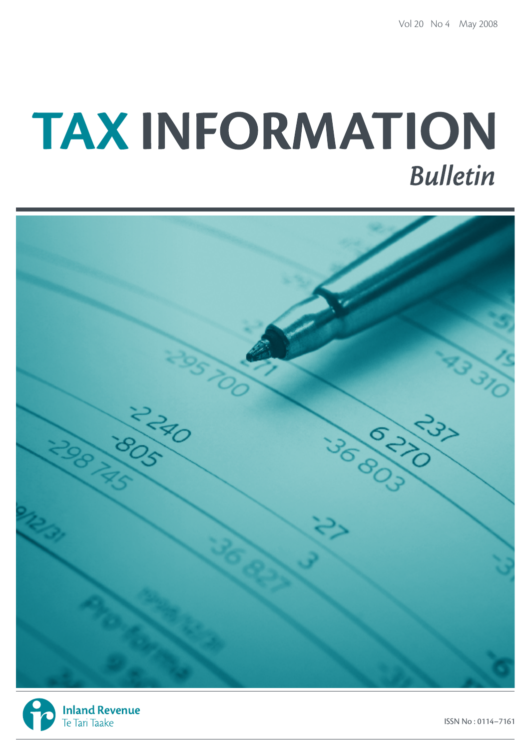Vol 20 No 4 May 2008

# TAX INFORMATION

## *Bulletin*

Inland Revenue
Te Tari Taake

ISSN No : 0114–7161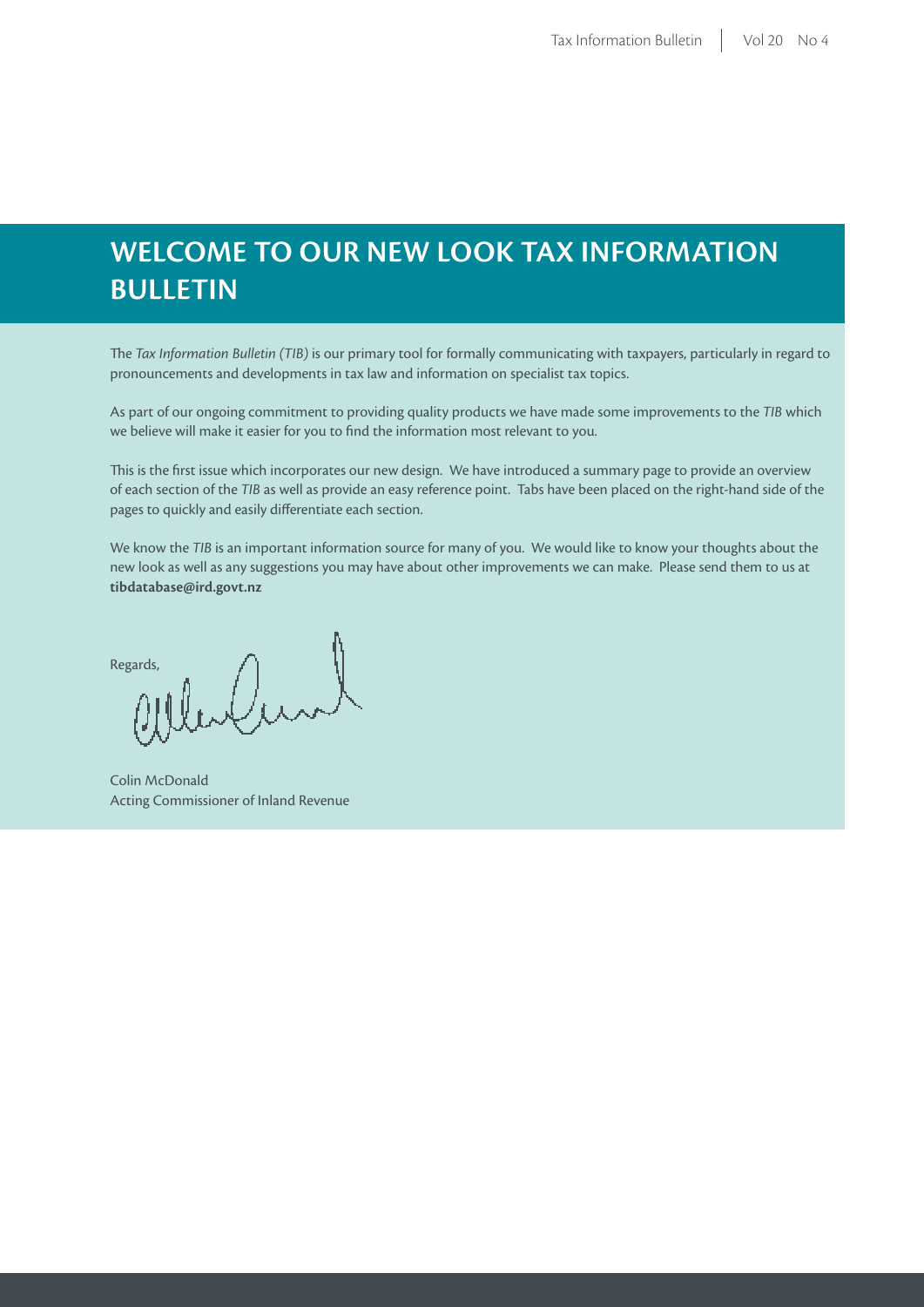# WELCOME TO OUR NEW LOOK TAX INFORMATION BULLETIN

The *Tax Information Bulletin (TIB)* is our primary tool for formally communicating with taxpayers, particularly in regard to pronouncements and developments in tax law and information on specialist tax topics.

As part of our ongoing commitment to providing quality products we have made some improvements to the *TIB* which we believe will make it easier for you to find the information most relevant to you.

This is the first issue which incorporates our new design. We have introduced a summary page to provide an overview of each section of the *TIB* as well as provide an easy reference point. Tabs have been placed on the right-hand side of the pages to quickly and easily differentiate each section.

We know the *TIB* is an important information source for many of you. We would like to know your thoughts about the new look as well as any suggestions you may have about other improvements we can make. Please send them to us at **tibdatabase@ird.govt.nz**

Regards,

Colin McDonald
Acting Commissioner of Inland Revenue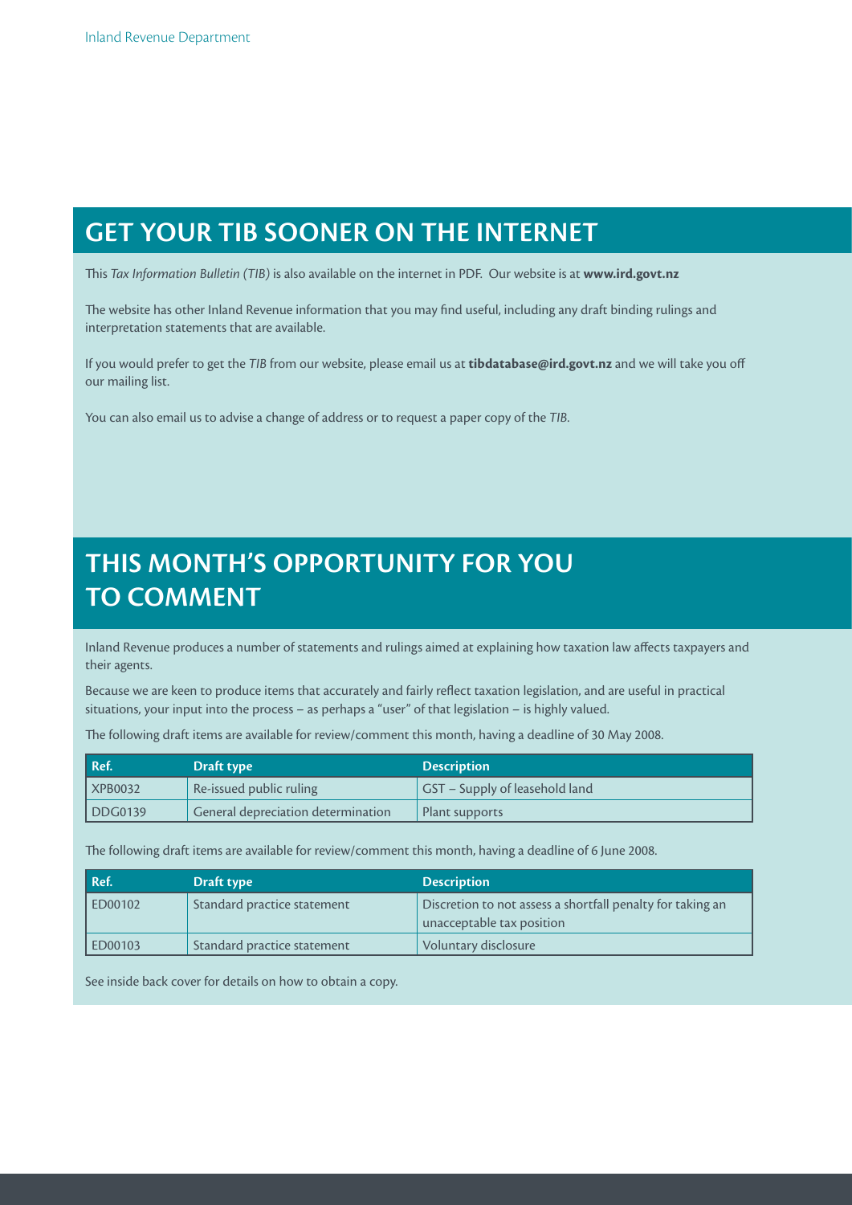## GET YOUR TIB SOONER ON THE INTERNET

This *Tax Information Bulletin (TIB)* is also available on the internet in PDF. Our website is at **www.ird.govt.nz**

The website has other Inland Revenue information that you may find useful, including any draft binding rulings and interpretation statements that are available.

If you would prefer to get the *TIB* from our website, please email us at **tibdatabase@ird.govt.nz** and we will take you off our mailing list.

You can also email us to advise a change of address or to request a paper copy of the *TIB*.

## THIS MONTH'S OPPORTUNITY FOR YOU TO COMMENT

Inland Revenue produces a number of statements and rulings aimed at explaining how taxation law affects taxpayers and their agents.

Because we are keen to produce items that accurately and fairly reflect taxation legislation, and are useful in practical situations, your input into the process – as perhaps a "user" of that legislation – is highly valued.

The following draft items are available for review/comment this month, having a deadline of 30 May 2008.

| Ref. | Draft type | Description |
|---|---|---|
| XPB0032 | Re-issued public ruling | GST – Supply of leasehold land |
| DDG0139 | General depreciation determination | Plant supports |

The following draft items are available for review/comment this month, having a deadline of 6 June 2008.

| Ref. | Draft type | Description |
|---|---|---|
| ED00102 | Standard practice statement | Discretion to not assess a shortfall penalty for taking an unacceptable tax position |
| ED00103 | Standard practice statement | Voluntary disclosure |

See inside back cover for details on how to obtain a copy.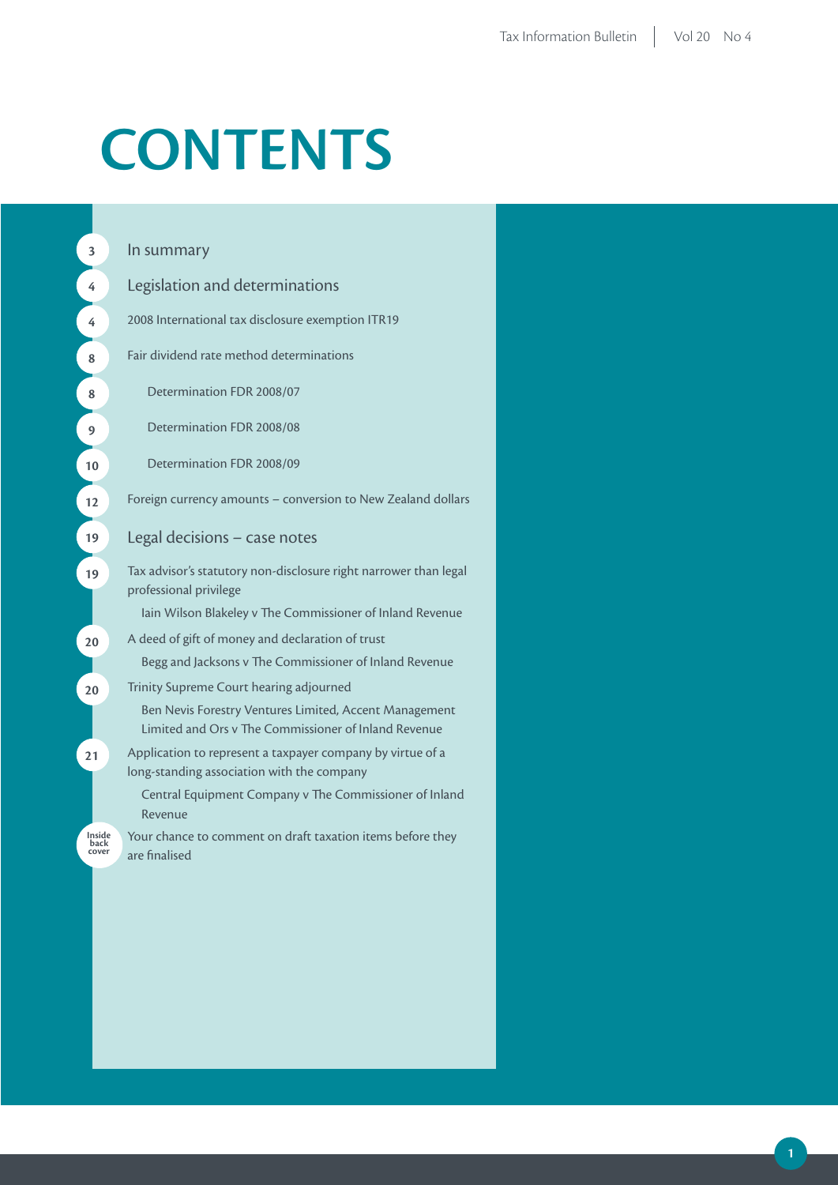# CONTENTS

| Page | Item |
|---|---|
| 3 | In summary |
| 4 | Legislation and determinations |
| 4 | 2008 International tax disclosure exemption ITR19 |
| 8 | Fair dividend rate method determinations |
| 8 | Determination FDR 2008/07 |
| 9 | Determination FDR 2008/08 |
| 10 | Determination FDR 2008/09 |
| 12 | Foreign currency amounts – conversion to New Zealand dollars |
| 19 | Legal decisions – case notes |
| 19 | Tax advisor's statutory non-disclosure right narrower than legal professional privilege<br>Iain Wilson Blakeley v The Commissioner of Inland Revenue |
| 20 | A deed of gift of money and declaration of trust<br>Begg and Jacksons v The Commissioner of Inland Revenue |
| 20 | Trinity Supreme Court hearing adjourned<br>Ben Nevis Forestry Ventures Limited, Accent Management Limited and Ors v The Commissioner of Inland Revenue |
| 21 | Application to represent a taxpayer company by virtue of a long-standing association with the company<br>Central Equipment Company v The Commissioner of Inland Revenue |
| Inside back cover | Your chance to comment on draft taxation items before they are finalised |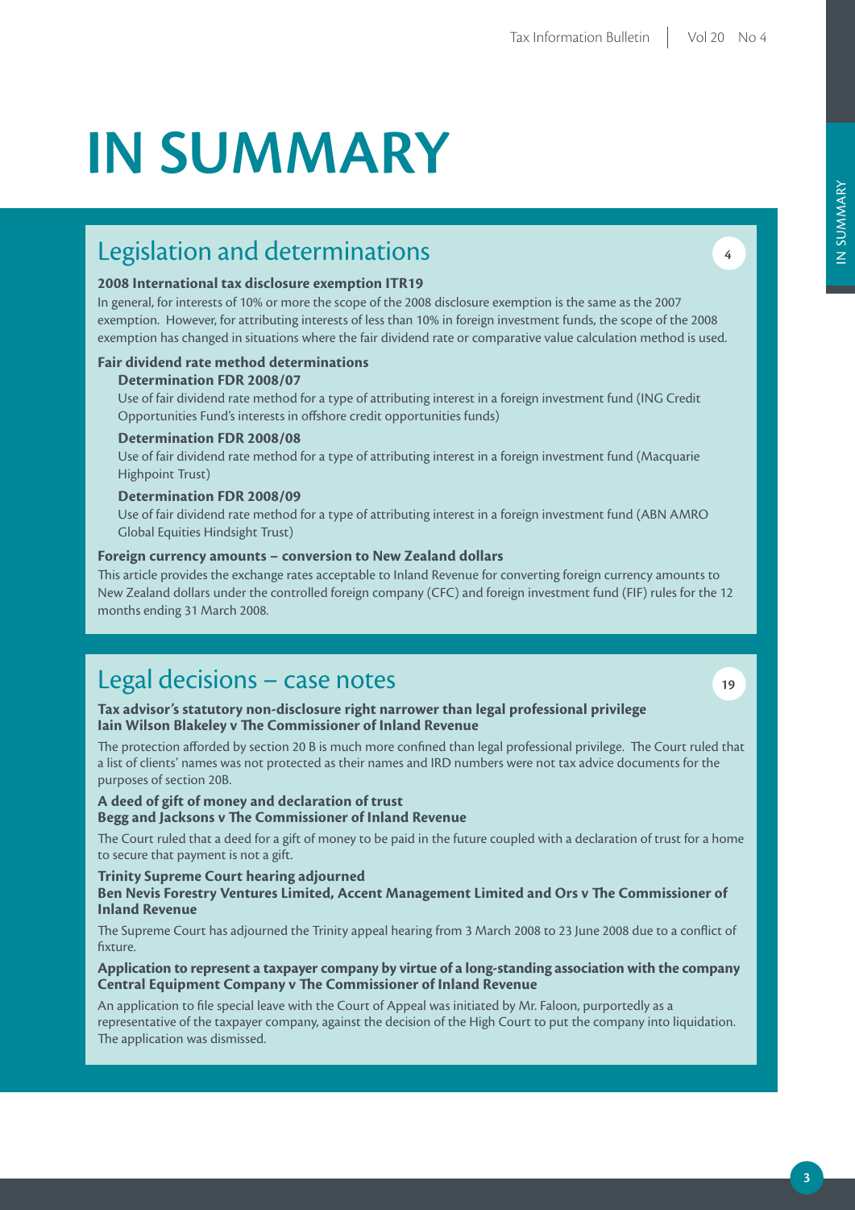# IN SUMMARY

## Legislation and determinations

4

**2008 International tax disclosure exemption ITR19**

In general, for interests of 10% or more the scope of the 2008 disclosure exemption is the same as the 2007 exemption. However, for attributing interests of less than 10% in foreign investment funds, the scope of the 2008 exemption has changed in situations where the fair dividend rate or comparative value calculation method is used.

**Fair dividend rate method determinations**

**Determination FDR 2008/07**

Use of fair dividend rate method for a type of attributing interest in a foreign investment fund (ING Credit Opportunities Fund's interests in offshore credit opportunities funds)

**Determination FDR 2008/08**

Use of fair dividend rate method for a type of attributing interest in a foreign investment fund (Macquarie Highpoint Trust)

**Determination FDR 2008/09**

Use of fair dividend rate method for a type of attributing interest in a foreign investment fund (ABN AMRO Global Equities Hindsight Trust)

**Foreign currency amounts – conversion to New Zealand dollars**

This article provides the exchange rates acceptable to Inland Revenue for converting foreign currency amounts to New Zealand dollars under the controlled foreign company (CFC) and foreign investment fund (FIF) rules for the 12 months ending 31 March 2008.

## Legal decisions – case notes

19

**Tax advisor's statutory non-disclosure right narrower than legal professional privilege**
**Iain Wilson Blakeley v The Commissioner of Inland Revenue**

The protection afforded by section 20 B is much more confined than legal professional privilege. The Court ruled that a list of clients' names was not protected as their names and IRD numbers were not tax advice documents for the purposes of section 20B.

**A deed of gift of money and declaration of trust**
**Begg and Jacksons v The Commissioner of Inland Revenue**

The Court ruled that a deed for a gift of money to be paid in the future coupled with a declaration of trust for a home to secure that payment is not a gift.

**Trinity Supreme Court hearing adjourned**
**Ben Nevis Forestry Ventures Limited, Accent Management Limited and Ors v The Commissioner of Inland Revenue**

The Supreme Court has adjourned the Trinity appeal hearing from 3 March 2008 to 23 June 2008 due to a conflict of fixture.

**Application to represent a taxpayer company by virtue of a long-standing association with the company**
**Central Equipment Company v The Commissioner of Inland Revenue**

An application to file special leave with the Court of Appeal was initiated by Mr. Faloon, purportedly as a representative of the taxpayer company, against the decision of the High Court to put the company into liquidation. The application was dismissed.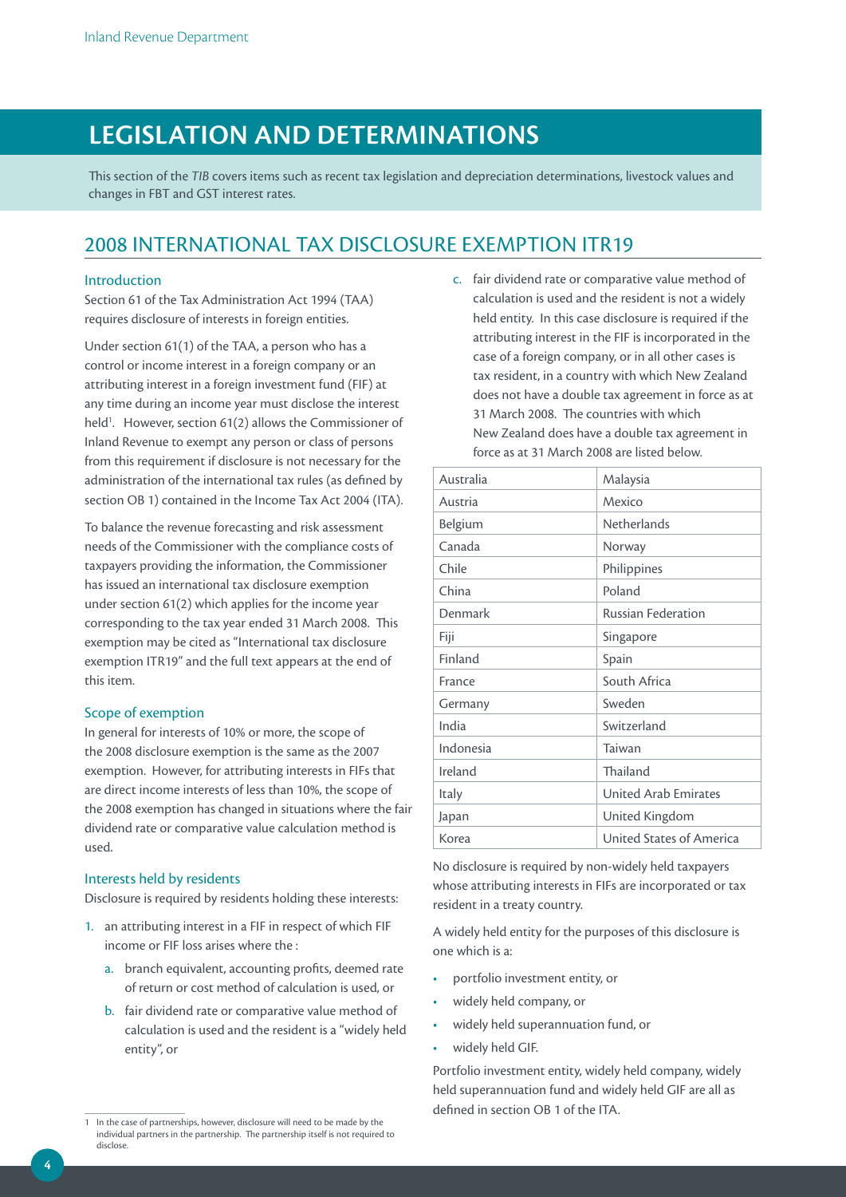# LEGISLATION AND DETERMINATIONS

This section of the *TIB* covers items such as recent tax legislation and depreciation determinations, livestock values and changes in FBT and GST interest rates.

## 2008 INTERNATIONAL TAX DISCLOSURE EXEMPTION ITR19

### Introduction

Section 61 of the Tax Administration Act 1994 (TAA) requires disclosure of interests in foreign entities.

Under section 61(1) of the TAA, a person who has a control or income interest in a foreign company or an attributing interest in a foreign investment fund (FIF) at any time during an income year must disclose the interest held[1]. However, section 61(2) allows the Commissioner of Inland Revenue to exempt any person or class of persons from this requirement if disclosure is not necessary for the administration of the international tax rules (as defined by section OB 1) contained in the Income Tax Act 2004 (ITA).

To balance the revenue forecasting and risk assessment needs of the Commissioner with the compliance costs of taxpayers providing the information, the Commissioner has issued an international tax disclosure exemption under section 61(2) which applies for the income year corresponding to the tax year ended 31 March 2008. This exemption may be cited as "International tax disclosure exemption ITR19" and the full text appears at the end of this item.

### Scope of exemption

In general for interests of 10% or more, the scope of the 2008 disclosure exemption is the same as the 2007 exemption. However, for attributing interests in FIFs that are direct income interests of less than 10%, the scope of the 2008 exemption has changed in situations where the fair dividend rate or comparative value calculation method is used.

### Interests held by residents

Disclosure is required by residents holding these interests:

1. an attributing interest in a FIF in respect of which FIF income or FIF loss arises where the :
   a. branch equivalent, accounting profits, deemed rate of return or cost method of calculation is used, or
   b. fair dividend rate or comparative value method of calculation is used and the resident is a "widely held entity", or
   c. fair dividend rate or comparative value method of calculation is used and the resident is not a widely held entity. In this case disclosure is required if the attributing interest in the FIF is incorporated in the case of a foreign company, or in all other cases is tax resident, in a country with which New Zealand does not have a double tax agreement in force as at 31 March 2008. The countries with which New Zealand does have a double tax agreement in force as at 31 March 2008 are listed below.

| | |
|---|---|
| Australia | Malaysia |
| Austria | Mexico |
| Belgium | Netherlands |
| Canada | Norway |
| Chile | Philippines |
| China | Poland |
| Denmark | Russian Federation |
| Fiji | Singapore |
| Finland | Spain |
| France | South Africa |
| Germany | Sweden |
| India | Switzerland |
| Indonesia | Taiwan |
| Ireland | Thailand |
| Italy | United Arab Emirates |
| Japan | United Kingdom |
| Korea | United States of America |

No disclosure is required by non-widely held taxpayers whose attributing interests in FIFs are incorporated or tax resident in a treaty country.

A widely held entity for the purposes of this disclosure is one which is a:

- portfolio investment entity, or
- widely held company, or
- widely held superannuation fund, or
- widely held GIF.

Portfolio investment entity, widely held company, widely held superannuation fund and widely held GIF are all as defined in section OB 1 of the ITA.

[1] In the case of partnerships, however, disclosure will need to be made by the individual partners in the partnership. The partnership itself is not required to disclose.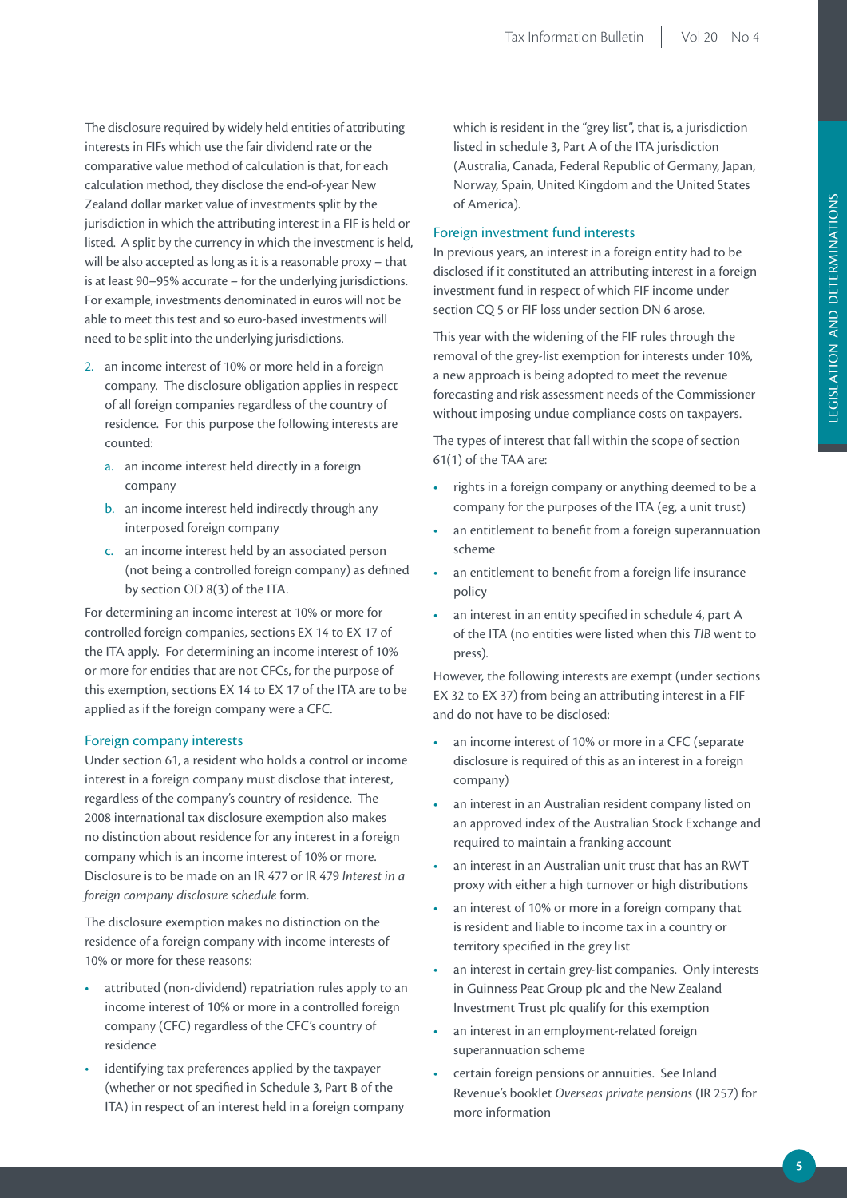The disclosure required by widely held entities of attributing interests in FIFs which use the fair dividend rate or the comparative value method of calculation is that, for each calculation method, they disclose the end-of-year New Zealand dollar market value of investments split by the jurisdiction in which the attributing interest in a FIF is held or listed. A split by the currency in which the investment is held, will be also accepted as long as it is a reasonable proxy – that is at least 90–95% accurate – for the underlying jurisdictions. For example, investments denominated in euros will not be able to meet this test and so euro-based investments will need to be split into the underlying jurisdictions.

2. an income interest of 10% or more held in a foreign company. The disclosure obligation applies in respect of all foreign companies regardless of the country of residence. For this purpose the following interests are counted:
   a. an income interest held directly in a foreign company
   b. an income interest held indirectly through any interposed foreign company
   c. an income interest held by an associated person (not being a controlled foreign company) as defined by section OD 8(3) of the ITA.

For determining an income interest at 10% or more for controlled foreign companies, sections EX 14 to EX 17 of the ITA apply. For determining an income interest of 10% or more for entities that are not CFCs, for the purpose of this exemption, sections EX 14 to EX 17 of the ITA are to be applied as if the foreign company were a CFC.

### Foreign company interests

Under section 61, a resident who holds a control or income interest in a foreign company must disclose that interest, regardless of the company's country of residence. The 2008 international tax disclosure exemption also makes no distinction about residence for any interest in a foreign company which is an income interest of 10% or more. Disclosure is to be made on an IR 477 or IR 479 *Interest in a foreign company disclosure schedule* form.

The disclosure exemption makes no distinction on the residence of a foreign company with income interests of 10% or more for these reasons:

- attributed (non-dividend) repatriation rules apply to an income interest of 10% or more in a controlled foreign company (CFC) regardless of the CFC's country of residence
- identifying tax preferences applied by the taxpayer (whether or not specified in Schedule 3, Part B of the ITA) in respect of an interest held in a foreign company which is resident in the "grey list", that is, a jurisdiction listed in schedule 3, Part A of the ITA jurisdiction (Australia, Canada, Federal Republic of Germany, Japan, Norway, Spain, United Kingdom and the United States of America).

### Foreign investment fund interests

In previous years, an interest in a foreign entity had to be disclosed if it constituted an attributing interest in a foreign investment fund in respect of which FIF income under section CQ 5 or FIF loss under section DN 6 arose.

This year with the widening of the FIF rules through the removal of the grey-list exemption for interests under 10%, a new approach is being adopted to meet the revenue forecasting and risk assessment needs of the Commissioner without imposing undue compliance costs on taxpayers.

The types of interest that fall within the scope of section 61(1) of the TAA are:

- rights in a foreign company or anything deemed to be a company for the purposes of the ITA (eg, a unit trust)
- an entitlement to benefit from a foreign superannuation scheme
- an entitlement to benefit from a foreign life insurance policy
- an interest in an entity specified in schedule 4, part A of the ITA (no entities were listed when this *TIB* went to press).

However, the following interests are exempt (under sections EX 32 to EX 37) from being an attributing interest in a FIF and do not have to be disclosed:

- an income interest of 10% or more in a CFC (separate disclosure is required of this as an interest in a foreign company)
- an interest in an Australian resident company listed on an approved index of the Australian Stock Exchange and required to maintain a franking account
- an interest in an Australian unit trust that has an RWT proxy with either a high turnover or high distributions
- an interest of 10% or more in a foreign company that is resident and liable to income tax in a country or territory specified in the grey list
- an interest in certain grey-list companies. Only interests in Guinness Peat Group plc and the New Zealand Investment Trust plc qualify for this exemption
- an interest in an employment-related foreign superannuation scheme
- certain foreign pensions or annuities. See Inland Revenue's booklet *Overseas private pensions* (IR 257) for more information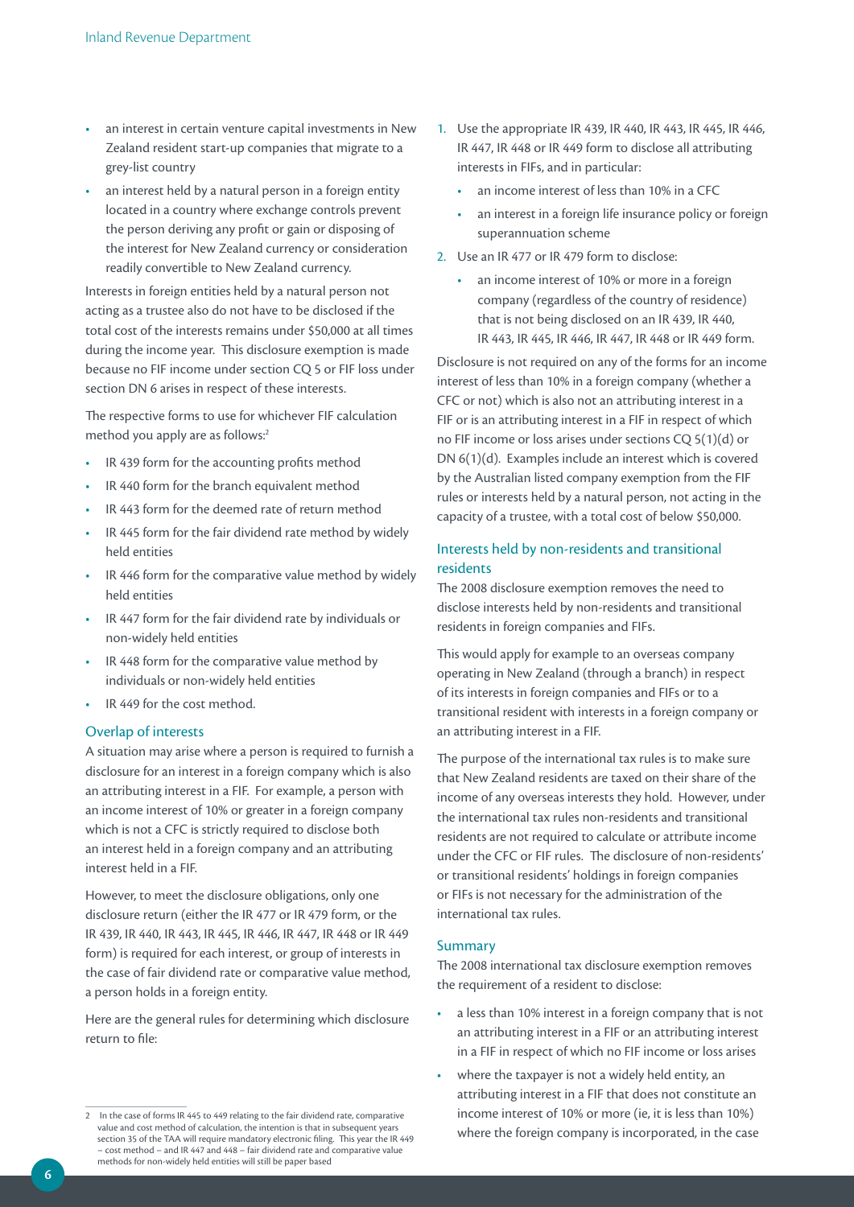- an interest in certain venture capital investments in New Zealand resident start-up companies that migrate to a grey-list country
- an interest held by a natural person in a foreign entity located in a country where exchange controls prevent the person deriving any profit or gain or disposing of the interest for New Zealand currency or consideration readily convertible to New Zealand currency.

Interests in foreign entities held by a natural person not acting as a trustee also do not have to be disclosed if the total cost of the interests remains under $50,000 at all times during the income year. This disclosure exemption is made because no FIF income under section CQ 5 or FIF loss under section DN 6 arises in respect of these interests.

The respective forms to use for whichever FIF calculation method you apply are as follows:[2]

- IR 439 form for the accounting profits method
- IR 440 form for the branch equivalent method
- IR 443 form for the deemed rate of return method
- IR 445 form for the fair dividend rate method by widely held entities
- IR 446 form for the comparative value method by widely held entities
- IR 447 form for the fair dividend rate by individuals or non-widely held entities
- IR 448 form for the comparative value method by individuals or non-widely held entities
- IR 449 for the cost method.

### Overlap of interests

A situation may arise where a person is required to furnish a disclosure for an interest in a foreign company which is also an attributing interest in a FIF. For example, a person with an income interest of 10% or greater in a foreign company which is not a CFC is strictly required to disclose both an interest held in a foreign company and an attributing interest held in a FIF.

However, to meet the disclosure obligations, only one disclosure return (either the IR 477 or IR 479 form, or the IR 439, IR 440, IR 443, IR 445, IR 446, IR 447, IR 448 or IR 449 form) is required for each interest, or group of interests in the case of fair dividend rate or comparative value method, a person holds in a foreign entity.

Here are the general rules for determining which disclosure return to file:

1. Use the appropriate IR 439, IR 440, IR 443, IR 445, IR 446, IR 447, IR 448 or IR 449 form to disclose all attributing interests in FIFs, and in particular:
   - an income interest of less than 10% in a CFC
   - an interest in a foreign life insurance policy or foreign superannuation scheme
2. Use an IR 477 or IR 479 form to disclose:
   - an income interest of 10% or more in a foreign company (regardless of the country of residence) that is not being disclosed on an IR 439, IR 440, IR 443, IR 445, IR 446, IR 447, IR 448 or IR 449 form.

Disclosure is not required on any of the forms for an income interest of less than 10% in a foreign company (whether a CFC or not) which is also not an attributing interest in a FIF or is an attributing interest in a FIF in respect of which no FIF income or loss arises under sections CQ 5(1)(d) or DN 6(1)(d). Examples include an interest which is covered by the Australian listed company exemption from the FIF rules or interests held by a natural person, not acting in the capacity of a trustee, with a total cost of below $50,000.

### Interests held by non-residents and transitional residents

The 2008 disclosure exemption removes the need to disclose interests held by non-residents and transitional residents in foreign companies and FIFs.

This would apply for example to an overseas company operating in New Zealand (through a branch) in respect of its interests in foreign companies and FIFs or to a transitional resident with interests in a foreign company or an attributing interest in a FIF.

The purpose of the international tax rules is to make sure that New Zealand residents are taxed on their share of the income of any overseas interests they hold. However, under the international tax rules non-residents and transitional residents are not required to calculate or attribute income under the CFC or FIF rules. The disclosure of non-residents' or transitional residents' holdings in foreign companies or FIFs is not necessary for the administration of the international tax rules.

### Summary

The 2008 international tax disclosure exemption removes the requirement of a resident to disclose:

- a less than 10% interest in a foreign company that is not an attributing interest in a FIF or an attributing interest in a FIF in respect of which no FIF income or loss arises
- where the taxpayer is not a widely held entity, an attributing interest in a FIF that does not constitute an income interest of 10% or more (ie, it is less than 10%) where the foreign company is incorporated, in the case

---

[2] In the case of forms IR 445 to 449 relating to the fair dividend rate, comparative value and cost method of calculation, the intention is that in subsequent years section 35 of the TAA will require mandatory electronic filing. This year the IR 449 – cost method – and IR 447 and 448 – fair dividend rate and comparative value methods for non-widely held entities will still be paper based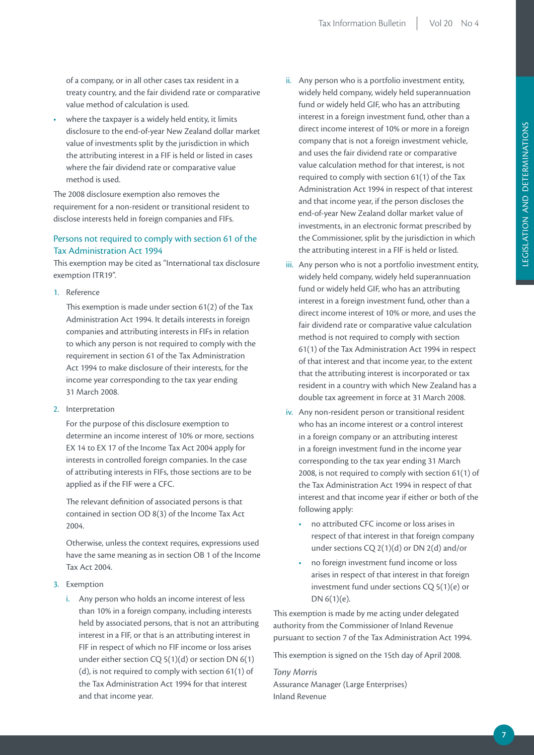of a company, or in all other cases tax resident in a treaty country, and the fair dividend rate or comparative value method of calculation is used.

- where the taxpayer is a widely held entity, it limits disclosure to the end-of-year New Zealand dollar market value of investments split by the jurisdiction in which the attributing interest in a FIF is held or listed in cases where the fair dividend rate or comparative value method is used.

The 2008 disclosure exemption also removes the requirement for a non-resident or transitional resident to disclose interests held in foreign companies and FIFs.

### Persons not required to comply with section 61 of the Tax Administration Act 1994

This exemption may be cited as "International tax disclosure exemption ITR19".

1. Reference

   This exemption is made under section 61(2) of the Tax Administration Act 1994. It details interests in foreign companies and attributing interests in FIFs in relation to which any person is not required to comply with the requirement in section 61 of the Tax Administration Act 1994 to make disclosure of their interests, for the income year corresponding to the tax year ending 31 March 2008.

2. Interpretation

   For the purpose of this disclosure exemption to determine an income interest of 10% or more, sections EX 14 to EX 17 of the Income Tax Act 2004 apply for interests in controlled foreign companies. In the case of attributing interests in FIFs, those sections are to be applied as if the FIF were a CFC.

   The relevant definition of associated persons is that contained in section OD 8(3) of the Income Tax Act 2004.

   Otherwise, unless the context requires, expressions used have the same meaning as in section OB 1 of the Income Tax Act 2004.

3. Exemption

   i. Any person who holds an income interest of less than 10% in a foreign company, including interests held by associated persons, that is not an attributing interest in a FIF, or that is an attributing interest in FIF in respect of which no FIF income or loss arises under either section CQ 5(1)(d) or section DN 6(1)(d), is not required to comply with section 61(1) of the Tax Administration Act 1994 for that interest and that income year.

   ii. Any person who is a portfolio investment entity, widely held company, widely held superannuation fund or widely held GIF, who has an attributing interest in a foreign investment fund, other than a direct income interest of 10% or more in a foreign company that is not a foreign investment vehicle, and uses the fair dividend rate or comparative value calculation method for that interest, is not required to comply with section 61(1) of the Tax Administration Act 1994 in respect of that interest and that income year, if the person discloses the end-of-year New Zealand dollar market value of investments, in an electronic format prescribed by the Commissioner, split by the jurisdiction in which the attributing interest in a FIF is held or listed.

   iii. Any person who is not a portfolio investment entity, widely held company, widely held superannuation fund or widely held GIF, who has an attributing interest in a foreign investment fund, other than a direct income interest of 10% or more, and uses the fair dividend rate or comparative value calculation method is not required to comply with section 61(1) of the Tax Administration Act 1994 in respect of that interest and that income year, to the extent that the attributing interest is incorporated or tax resident in a country with which New Zealand has a double tax agreement in force at 31 March 2008.

   iv. Any non-resident person or transitional resident who has an income interest or a control interest in a foreign company or an attributing interest in a foreign investment fund in the income year corresponding to the tax year ending 31 March 2008, is not required to comply with section 61(1) of the Tax Administration Act 1994 in respect of that interest and that income year if either or both of the following apply:

      - no attributed CFC income or loss arises in respect of that interest in that foreign company under sections CQ 2(1)(d) or DN 2(d) and/or
      - no foreign investment fund income or loss arises in respect of that interest in that foreign investment fund under sections CQ 5(1)(e) or DN 6(1)(e).

This exemption is made by me acting under delegated authority from the Commissioner of Inland Revenue pursuant to section 7 of the Tax Administration Act 1994.

This exemption is signed on the 15th day of April 2008.

*Tony Morris*
Assurance Manager (Large Enterprises)
Inland Revenue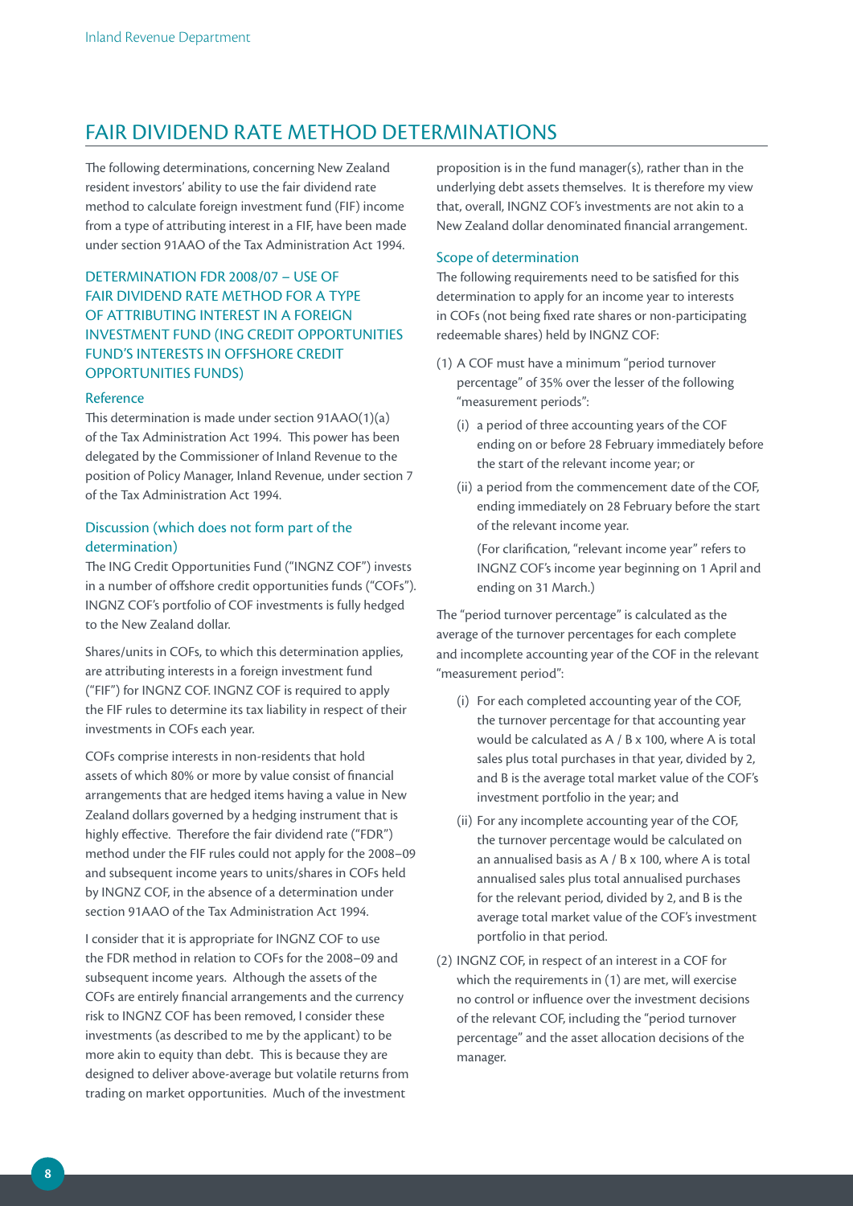## FAIR DIVIDEND RATE METHOD DETERMINATIONS

The following determinations, concerning New Zealand resident investors' ability to use the fair dividend rate method to calculate foreign investment fund (FIF) income from a type of attributing interest in a FIF, have been made under section 91AAO of the Tax Administration Act 1994.

### DETERMINATION FDR 2008/07 – USE OF FAIR DIVIDEND RATE METHOD FOR A TYPE OF ATTRIBUTING INTEREST IN A FOREIGN INVESTMENT FUND (ING CREDIT OPPORTUNITIES FUND'S INTERESTS IN OFFSHORE CREDIT OPPORTUNITIES FUNDS)

#### Reference

This determination is made under section 91AAO(1)(a) of the Tax Administration Act 1994. This power has been delegated by the Commissioner of Inland Revenue to the position of Policy Manager, Inland Revenue, under section 7 of the Tax Administration Act 1994.

#### Discussion (which does not form part of the determination)

The ING Credit Opportunities Fund ("INGNZ COF") invests in a number of offshore credit opportunities funds ("COFs"). INGNZ COF's portfolio of COF investments is fully hedged to the New Zealand dollar.

Shares/units in COFs, to which this determination applies, are attributing interests in a foreign investment fund ("FIF") for INGNZ COF. INGNZ COF is required to apply the FIF rules to determine its tax liability in respect of their investments in COFs each year.

COFs comprise interests in non-residents that hold assets of which 80% or more by value consist of financial arrangements that are hedged items having a value in New Zealand dollars governed by a hedging instrument that is highly effective. Therefore the fair dividend rate ("FDR") method under the FIF rules could not apply for the 2008–09 and subsequent income years to units/shares in COFs held by INGNZ COF, in the absence of a determination under section 91AAO of the Tax Administration Act 1994.

I consider that it is appropriate for INGNZ COF to use the FDR method in relation to COFs for the 2008–09 and subsequent income years. Although the assets of the COFs are entirely financial arrangements and the currency risk to INGNZ COF has been removed, I consider these investments (as described to me by the applicant) to be more akin to equity than debt. This is because they are designed to deliver above-average but volatile returns from trading on market opportunities. Much of the investment proposition is in the fund manager(s), rather than in the underlying debt assets themselves. It is therefore my view that, overall, INGNZ COF's investments are not akin to a New Zealand dollar denominated financial arrangement.

#### Scope of determination

The following requirements need to be satisfied for this determination to apply for an income year to interests in COFs (not being fixed rate shares or non-participating redeemable shares) held by INGNZ COF:

(1) A COF must have a minimum "period turnover percentage" of 35% over the lesser of the following "measurement periods":

   (i) a period of three accounting years of the COF ending on or before 28 February immediately before the start of the relevant income year; or

   (ii) a period from the commencement date of the COF, ending immediately on 28 February before the start of the relevant income year.

   (For clarification, "relevant income year" refers to INGNZ COF's income year beginning on 1 April and ending on 31 March.)

The "period turnover percentage" is calculated as the average of the turnover percentages for each complete and incomplete accounting year of the COF in the relevant "measurement period":

   (i) For each completed accounting year of the COF, the turnover percentage for that accounting year would be calculated as A / B x 100, where A is total sales plus total purchases in that year, divided by 2, and B is the average total market value of the COF's investment portfolio in the year; and

   (ii) For any incomplete accounting year of the COF, the turnover percentage would be calculated on an annualised basis as A / B x 100, where A is total annualised sales plus total annualised purchases for the relevant period, divided by 2, and B is the average total market value of the COF's investment portfolio in that period.

(2) INGNZ COF, in respect of an interest in a COF for which the requirements in (1) are met, will exercise no control or influence over the investment decisions of the relevant COF, including the "period turnover percentage" and the asset allocation decisions of the manager.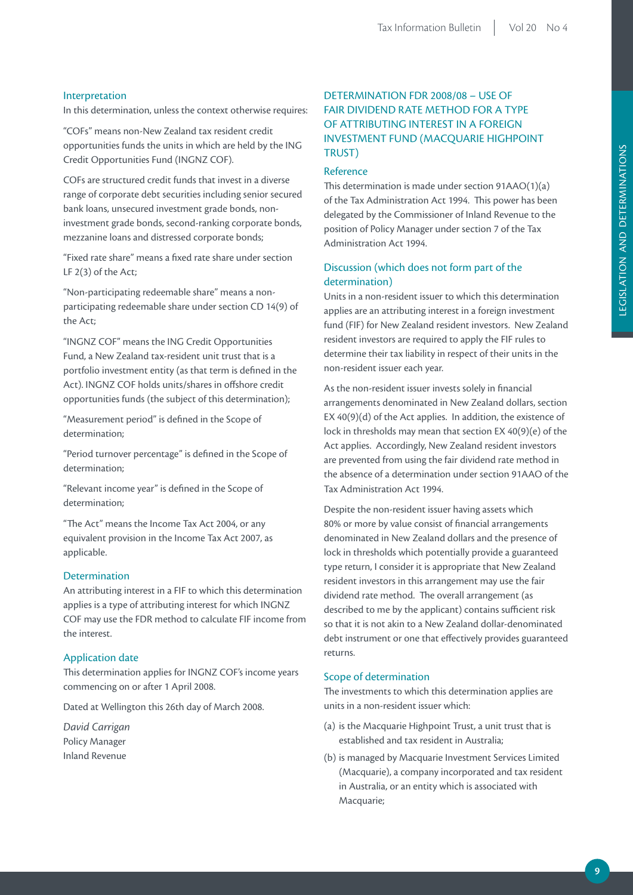### Interpretation

In this determination, unless the context otherwise requires:

"COFs" means non-New Zealand tax resident credit opportunities funds the units in which are held by the ING Credit Opportunities Fund (INGNZ COF).

COFs are structured credit funds that invest in a diverse range of corporate debt securities including senior secured bank loans, unsecured investment grade bonds, non-investment grade bonds, second-ranking corporate bonds, mezzanine loans and distressed corporate bonds;

"Fixed rate share" means a fixed rate share under section LF 2(3) of the Act;

"Non-participating redeemable share" means a non-participating redeemable share under section CD 14(9) of the Act;

"INGNZ COF" means the ING Credit Opportunities Fund, a New Zealand tax-resident unit trust that is a portfolio investment entity (as that term is defined in the Act). INGNZ COF holds units/shares in offshore credit opportunities funds (the subject of this determination);

"Measurement period" is defined in the Scope of determination;

"Period turnover percentage" is defined in the Scope of determination;

"Relevant income year" is defined in the Scope of determination;

"The Act" means the Income Tax Act 2004, or any equivalent provision in the Income Tax Act 2007, as applicable.

### Determination

An attributing interest in a FIF to which this determination applies is a type of attributing interest for which INGNZ COF may use the FDR method to calculate FIF income from the interest.

### Application date

This determination applies for INGNZ COF's income years commencing on or after 1 April 2008.

Dated at Wellington this 26th day of March 2008.

*David Carrigan*
Policy Manager
Inland Revenue

## DETERMINATION FDR 2008/08 – USE OF FAIR DIVIDEND RATE METHOD FOR A TYPE OF ATTRIBUTING INTEREST IN A FOREIGN INVESTMENT FUND (MACQUARIE HIGHPOINT TRUST)

### Reference

This determination is made under section 91AAO(1)(a) of the Tax Administration Act 1994. This power has been delegated by the Commissioner of Inland Revenue to the position of Policy Manager under section 7 of the Tax Administration Act 1994.

### Discussion (which does not form part of the determination)

Units in a non-resident issuer to which this determination applies are an attributing interest in a foreign investment fund (FIF) for New Zealand resident investors. New Zealand resident investors are required to apply the FIF rules to determine their tax liability in respect of their units in the non-resident issuer each year.

As the non-resident issuer invests solely in financial arrangements denominated in New Zealand dollars, section EX 40(9)(d) of the Act applies. In addition, the existence of lock in thresholds may mean that section EX 40(9)(e) of the Act applies. Accordingly, New Zealand resident investors are prevented from using the fair dividend rate method in the absence of a determination under section 91AAO of the Tax Administration Act 1994.

Despite the non-resident issuer having assets which 80% or more by value consist of financial arrangements denominated in New Zealand dollars and the presence of lock in thresholds which potentially provide a guaranteed type return, I consider it is appropriate that New Zealand resident investors in this arrangement may use the fair dividend rate method. The overall arrangement (as described to me by the applicant) contains sufficient risk so that it is not akin to a New Zealand dollar-denominated debt instrument or one that effectively provides guaranteed returns.

### Scope of determination

The investments to which this determination applies are units in a non-resident issuer which:

(a) is the Macquarie Highpoint Trust, a unit trust that is established and tax resident in Australia;

(b) is managed by Macquarie Investment Services Limited (Macquarie), a company incorporated and tax resident in Australia, or an entity which is associated with Macquarie;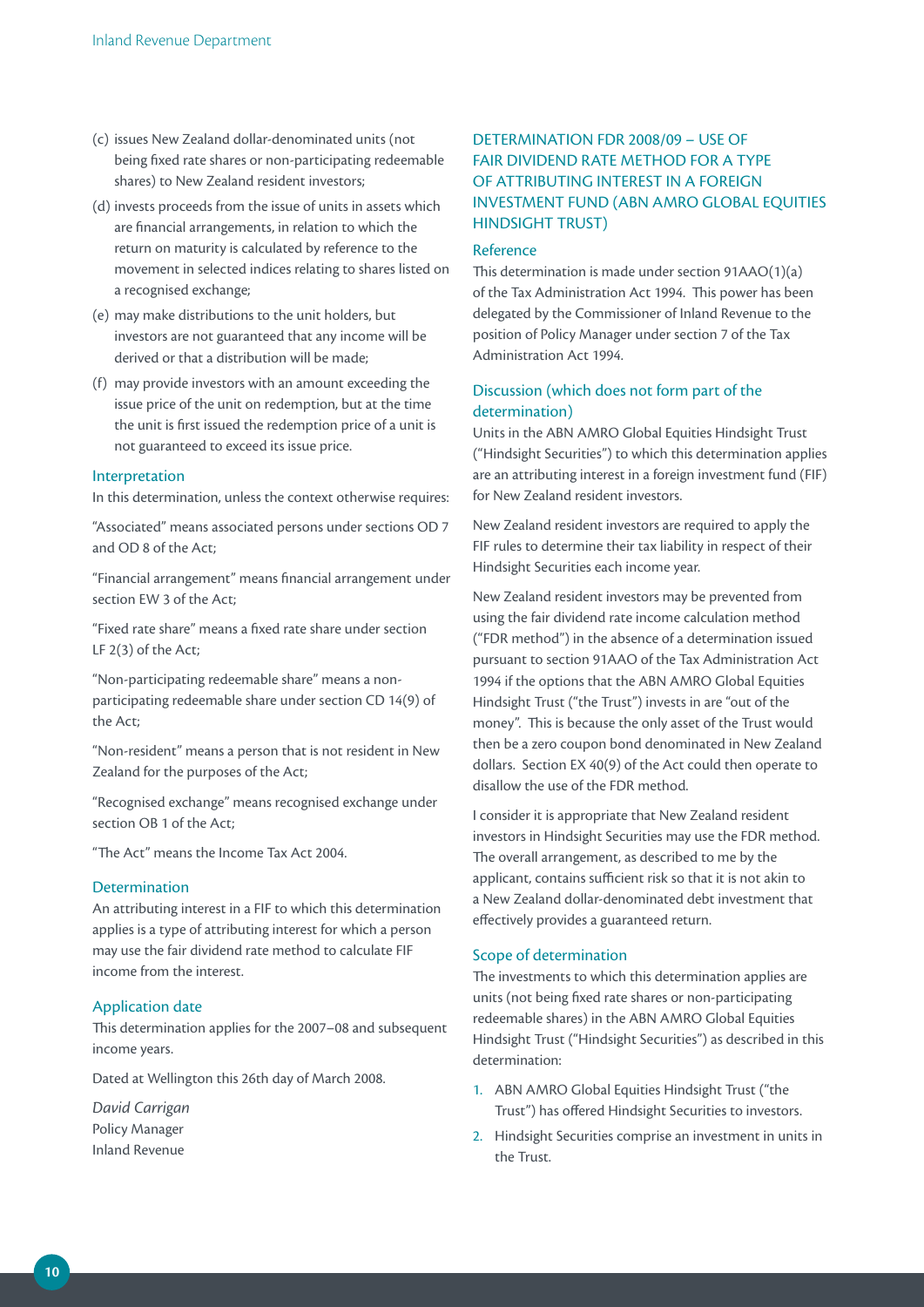(c) issues New Zealand dollar-denominated units (not being fixed rate shares or non-participating redeemable shares) to New Zealand resident investors;

(d) invests proceeds from the issue of units in assets which are financial arrangements, in relation to which the return on maturity is calculated by reference to the movement in selected indices relating to shares listed on a recognised exchange;

(e) may make distributions to the unit holders, but investors are not guaranteed that any income will be derived or that a distribution will be made;

(f) may provide investors with an amount exceeding the issue price of the unit on redemption, but at the time the unit is first issued the redemption price of a unit is not guaranteed to exceed its issue price.

### Interpretation

In this determination, unless the context otherwise requires:

"Associated" means associated persons under sections OD 7 and OD 8 of the Act;

"Financial arrangement" means financial arrangement under section EW 3 of the Act;

"Fixed rate share" means a fixed rate share under section LF 2(3) of the Act;

"Non-participating redeemable share" means a non-participating redeemable share under section CD 14(9) of the Act;

"Non-resident" means a person that is not resident in New Zealand for the purposes of the Act;

"Recognised exchange" means recognised exchange under section OB 1 of the Act;

"The Act" means the Income Tax Act 2004.

### Determination

An attributing interest in a FIF to which this determination applies is a type of attributing interest for which a person may use the fair dividend rate method to calculate FIF income from the interest.

### Application date

This determination applies for the 2007–08 and subsequent income years.

Dated at Wellington this 26th day of March 2008.

*David Carrigan*
Policy Manager
Inland Revenue

## DETERMINATION FDR 2008/09 – USE OF FAIR DIVIDEND RATE METHOD FOR A TYPE OF ATTRIBUTING INTEREST IN A FOREIGN INVESTMENT FUND (ABN AMRO GLOBAL EQUITIES HINDSIGHT TRUST)

### Reference

This determination is made under section 91AAO(1)(a) of the Tax Administration Act 1994. This power has been delegated by the Commissioner of Inland Revenue to the position of Policy Manager under section 7 of the Tax Administration Act 1994.

### Discussion (which does not form part of the determination)

Units in the ABN AMRO Global Equities Hindsight Trust ("Hindsight Securities") to which this determination applies are an attributing interest in a foreign investment fund (FIF) for New Zealand resident investors.

New Zealand resident investors are required to apply the FIF rules to determine their tax liability in respect of their Hindsight Securities each income year.

New Zealand resident investors may be prevented from using the fair dividend rate income calculation method ("FDR method") in the absence of a determination issued pursuant to section 91AAO of the Tax Administration Act 1994 if the options that the ABN AMRO Global Equities Hindsight Trust ("the Trust") invests in are "out of the money". This is because the only asset of the Trust would then be a zero coupon bond denominated in New Zealand dollars. Section EX 40(9) of the Act could then operate to disallow the use of the FDR method.

I consider it is appropriate that New Zealand resident investors in Hindsight Securities may use the FDR method. The overall arrangement, as described to me by the applicant, contains sufficient risk so that it is not akin to a New Zealand dollar-denominated debt investment that effectively provides a guaranteed return.

### Scope of determination

The investments to which this determination applies are units (not being fixed rate shares or non-participating redeemable shares) in the ABN AMRO Global Equities Hindsight Trust ("Hindsight Securities") as described in this determination:

1. ABN AMRO Global Equities Hindsight Trust ("the Trust") has offered Hindsight Securities to investors.
2. Hindsight Securities comprise an investment in units in the Trust.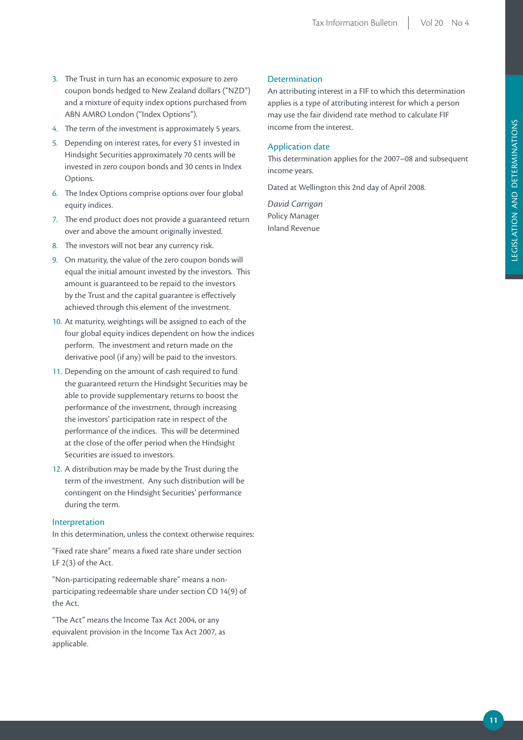3. The Trust in turn has an economic exposure to zero coupon bonds hedged to New Zealand dollars ("NZD") and a mixture of equity index options purchased from ABN AMRO London ("Index Options").
4. The term of the investment is approximately 5 years.
5. Depending on interest rates, for every $1 invested in Hindsight Securities approximately 70 cents will be invested in zero coupon bonds and 30 cents in Index Options.
6. The Index Options comprise options over four global equity indices.
7. The end product does not provide a guaranteed return over and above the amount originally invested.
8. The investors will not bear any currency risk.
9. On maturity, the value of the zero coupon bonds will equal the initial amount invested by the investors. This amount is guaranteed to be repaid to the investors by the Trust and the capital guarantee is effectively achieved through this element of the investment.
10. At maturity, weightings will be assigned to each of the four global equity indices dependent on how the indices perform. The investment and return made on the derivative pool (if any) will be paid to the investors.
11. Depending on the amount of cash required to fund the guaranteed return the Hindsight Securities may be able to provide supplementary returns to boost the performance of the investment, through increasing the investors' participation rate in respect of the performance of the indices. This will be determined at the close of the offer period when the Hindsight Securities are issued to investors.
12. A distribution may be made by the Trust during the term of the investment. Any such distribution will be contingent on the Hindsight Securities' performance during the term.

## Interpretation

In this determination, unless the context otherwise requires:

"Fixed rate share" means a fixed rate share under section LF 2(3) of the Act.

"Non-participating redeemable share" means a non-participating redeemable share under section CD 14(9) of the Act.

"The Act" means the Income Tax Act 2004, or any equivalent provision in the Income Tax Act 2007, as applicable.

## Determination

An attributing interest in a FIF to which this determination applies is a type of attributing interest for which a person may use the fair dividend rate method to calculate FIF income from the interest.

## Application date

This determination applies for the 2007–08 and subsequent income years.

Dated at Wellington this 2nd day of April 2008.

*David Carrigan*
Policy Manager
Inland Revenue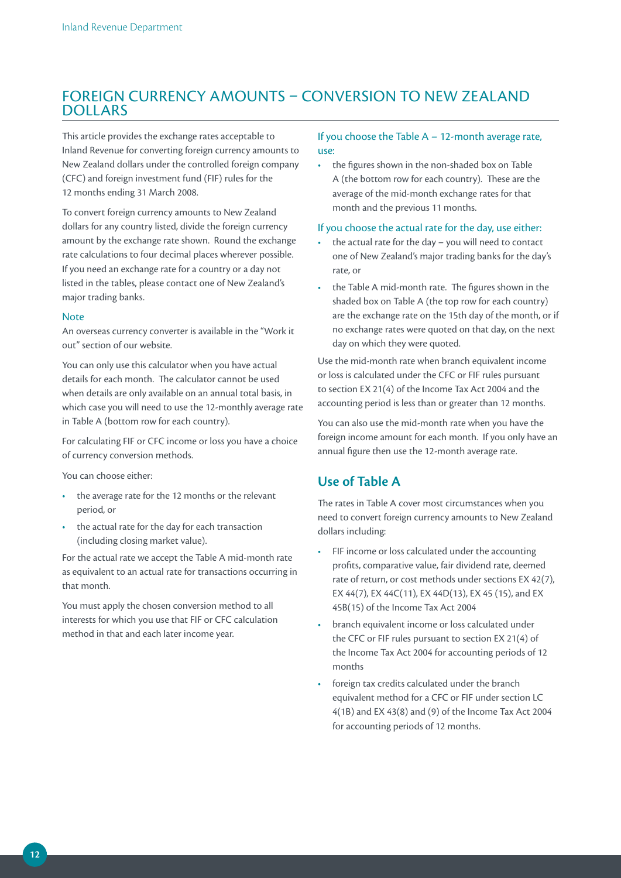## FOREIGN CURRENCY AMOUNTS – CONVERSION TO NEW ZEALAND DOLLARS

This article provides the exchange rates acceptable to Inland Revenue for converting foreign currency amounts to New Zealand dollars under the controlled foreign company (CFC) and foreign investment fund (FIF) rules for the 12 months ending 31 March 2008.

To convert foreign currency amounts to New Zealand dollars for any country listed, divide the foreign currency amount by the exchange rate shown. Round the exchange rate calculations to four decimal places wherever possible. If you need an exchange rate for a country or a day not listed in the tables, please contact one of New Zealand's major trading banks.

#### Note

An overseas currency converter is available in the "Work it out" section of our website.

You can only use this calculator when you have actual details for each month. The calculator cannot be used when details are only available on an annual total basis, in which case you will need to use the 12-monthly average rate in Table A (bottom row for each country).

For calculating FIF or CFC income or loss you have a choice of currency conversion methods.

You can choose either:

- the average rate for the 12 months or the relevant period, or
- the actual rate for the day for each transaction (including closing market value).

For the actual rate we accept the Table A mid-month rate as equivalent to an actual rate for transactions occurring in that month.

You must apply the chosen conversion method to all interests for which you use that FIF or CFC calculation method in that and each later income year.

#### If you choose the Table A – 12-month average rate, use:

- the figures shown in the non-shaded box on Table A (the bottom row for each country). These are the average of the mid-month exchange rates for that month and the previous 11 months.

#### If you choose the actual rate for the day, use either:

- the actual rate for the day – you will need to contact one of New Zealand's major trading banks for the day's rate, or
- the Table A mid-month rate. The figures shown in the shaded box on Table A (the top row for each country) are the exchange rate on the 15th day of the month, or if no exchange rates were quoted on that day, on the next day on which they were quoted.

Use the mid-month rate when branch equivalent income or loss is calculated under the CFC or FIF rules pursuant to section EX 21(4) of the Income Tax Act 2004 and the accounting period is less than or greater than 12 months.

You can also use the mid-month rate when you have the foreign income amount for each month. If you only have an annual figure then use the 12-month average rate.

### Use of Table A

The rates in Table A cover most circumstances when you need to convert foreign currency amounts to New Zealand dollars including:

- FIF income or loss calculated under the accounting profits, comparative value, fair dividend rate, deemed rate of return, or cost methods under sections EX 42(7), EX 44(7), EX 44C(11), EX 44D(13), EX 45 (15), and EX 45B(15) of the Income Tax Act 2004
- branch equivalent income or loss calculated under the CFC or FIF rules pursuant to section EX 21(4) of the Income Tax Act 2004 for accounting periods of 12 months
- foreign tax credits calculated under the branch equivalent method for a CFC or FIF under section LC 4(1B) and EX 43(8) and (9) of the Income Tax Act 2004 for accounting periods of 12 months.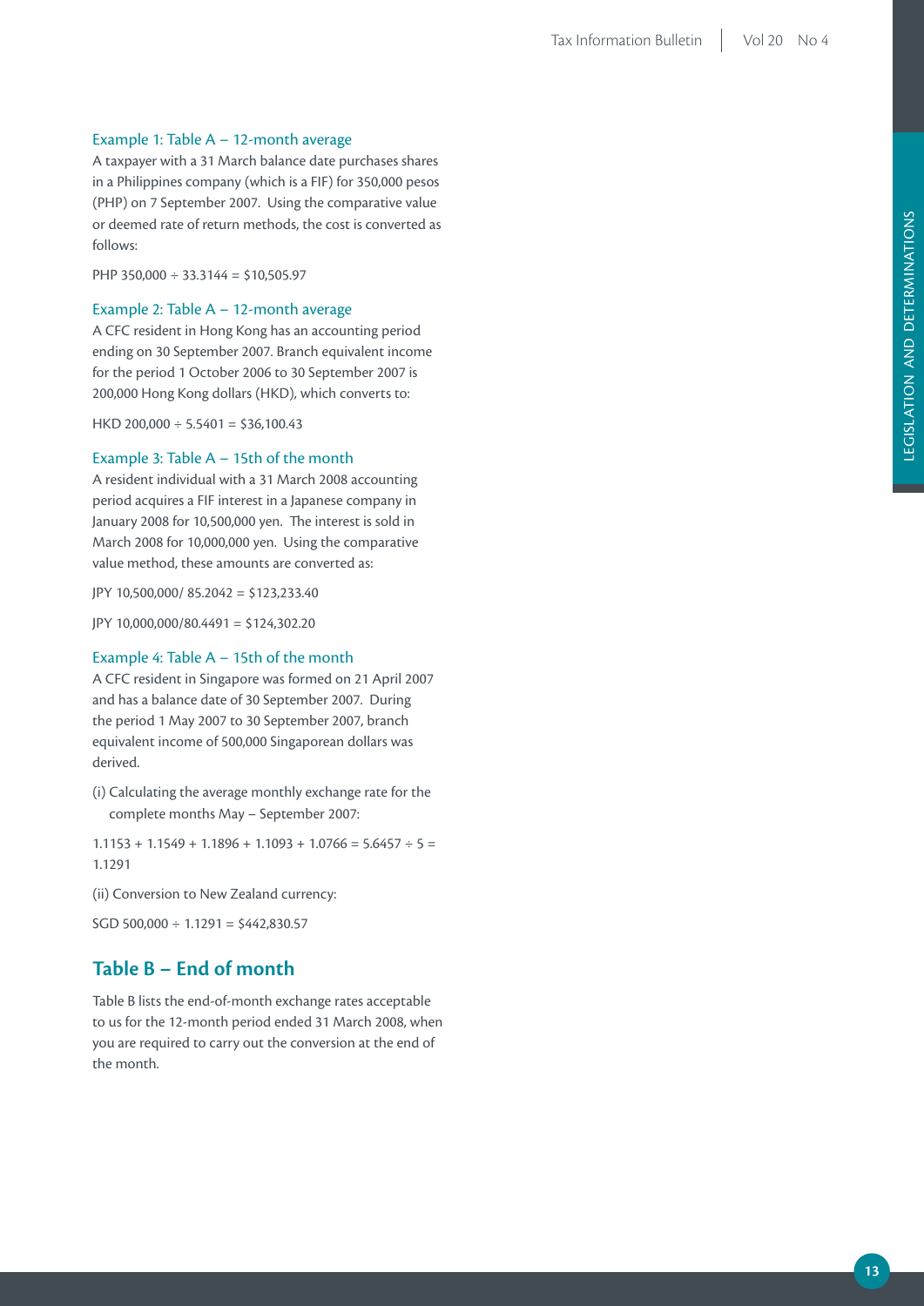### Example 1: Table A – 12-month average

A taxpayer with a 31 March balance date purchases shares in a Philippines company (which is a FIF) for 350,000 pesos (PHP) on 7 September 2007. Using the comparative value or deemed rate of return methods, the cost is converted as follows:

PHP 350,000 ÷ 33.3144 = $10,505.97

### Example 2: Table A – 12-month average

A CFC resident in Hong Kong has an accounting period ending on 30 September 2007. Branch equivalent income for the period 1 October 2006 to 30 September 2007 is 200,000 Hong Kong dollars (HKD), which converts to:

HKD 200,000 ÷ 5.5401 = $36,100.43

### Example 3: Table A – 15th of the month

A resident individual with a 31 March 2008 accounting period acquires a FIF interest in a Japanese company in January 2008 for 10,500,000 yen. The interest is sold in March 2008 for 10,000,000 yen. Using the comparative value method, these amounts are converted as:

JPY 10,500,000/ 85.2042 = $123,233.40

JPY 10,000,000/80.4491 = $124,302.20

### Example 4: Table A – 15th of the month

A CFC resident in Singapore was formed on 21 April 2007 and has a balance date of 30 September 2007. During the period 1 May 2007 to 30 September 2007, branch equivalent income of 500,000 Singaporean dollars was derived.

(i) Calculating the average monthly exchange rate for the complete months May – September 2007:

1.1153 + 1.1549 + 1.1896 + 1.1093 + 1.0766 = 5.6457 ÷ 5 = 1.1291

(ii) Conversion to New Zealand currency:

SGD 500,000 ÷ 1.1291 = $442,830.57

## Table B – End of month

Table B lists the end-of-month exchange rates acceptable to us for the 12-month period ended 31 March 2008, when you are required to carry out the conversion at the end of the month.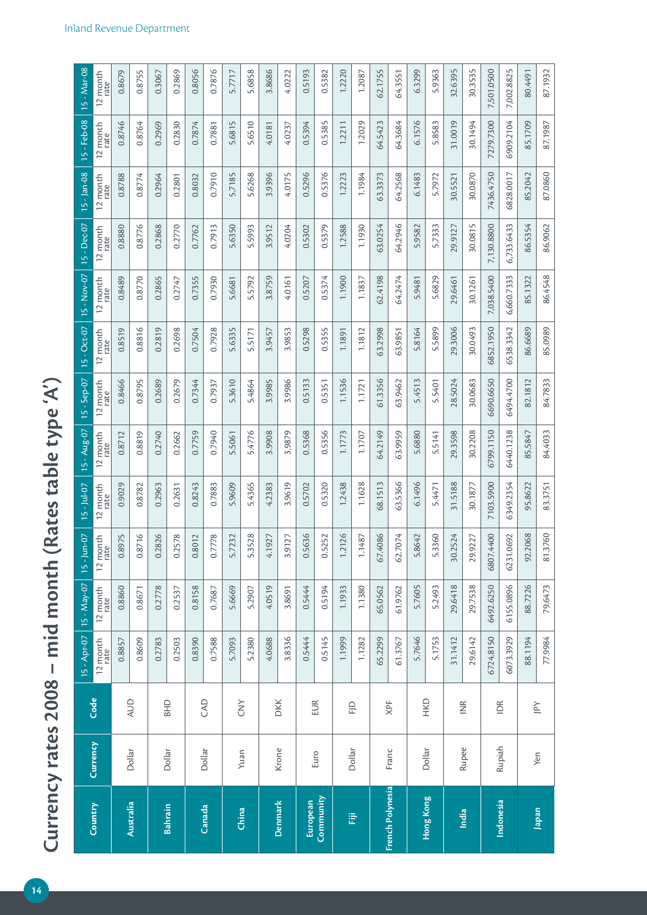# Currency rates 2008 – mid month (Rates table type 'A')

| Country | Currency | Code | 15 - Apr-07 | 15 - May-07 | 15 - Jun-07 | 15 - Jul-07 | 15 - Aug-07 | 15 - Sep-07 | 15 - Oct-07 | 15 - Nov-07 | 15 - Dec-07 | 15 - Jan-08 | 15 - Feb-08 | 15 - Mar-08 |
|---|---|---|---|---|---|---|---|---|---|---|---|---|---|---|
| | | | 12 month rate | 12 month rate | 12 month rate | 12 month rate | 12 month rate | 12 month rate | 12 month rate | 12 month rate | 12 month rate | 12 month rate | 12 month rate | 12 month rate |
| Australia | Dollar | AUD | 0.8857 | 0.8860 | 0.8975 | 0.9029 | 0.8712 | 0.8466 | 0.8519 | 0.8489 | 0.8880 | 0.8788 | 0.8746 | 0.8679 |
| | | | 0.8609 | 0.8671 | 0.8716 | 0.8782 | 0.8819 | 0.8795 | 0.8816 | 0.8770 | 0.8776 | 0.8774 | 0.8764 | 0.8755 |
| Bahrain | Dollar | BHD | 0.2783 | 0.2778 | 0.2826 | 0.2963 | 0.2740 | 0.2689 | 0.2819 | 0.2865 | 0.2868 | 0.2964 | 0.2969 | 0.3067 |
| | | | 0.2503 | 0.2537 | 0.2578 | 0.2631 | 0.2662 | 0.2679 | 0.2698 | 0.2747 | 0.2770 | 0.2801 | 0.2830 | 0.2869 |
| Canada | Dollar | CAD | 0.8390 | 0.8158 | 0.8012 | 0.8243 | 0.7759 | 0.7344 | 0.7504 | 0.7355 | 0.7762 | 0.8032 | 0.7874 | 0.8056 |
| | | | 0.7588 | 0.7687 | 0.7778 | 0.7883 | 0.7940 | 0.7937 | 0.7928 | 0.7930 | 0.7913 | 0.7910 | 0.7881 | 0.7876 |
| China | Yuan | CNY | 5.7093 | 5.6669 | 5.7232 | 5.9609 | 5.5061 | 5.3610 | 5.6335 | 5.6681 | 5.6350 | 5.7185 | 5.6815 | 5.7717 |
| | | | 5.2380 | 5.2907 | 5.3528 | 5.4365 | 5.4776 | 5.4864 | 5.5171 | 5.5792 | 5.5993 | 5.6268 | 5.6510 | 5.6858 |
| Denmark | Krone | DKK | 4.0688 | 4.0519 | 4.1927 | 4.2383 | 3.9908 | 3.9985 | 3.9457 | 3.8759 | 3.9512 | 3.9396 | 4.0181 | 3.8686 |
| | | | 3.8336 | 3.8691 | 3.9127 | 3.9619 | 3.9879 | 3.9986 | 3.9853 | 4.0161 | 4.0204 | 4.0175 | 4.0237 | 4.0222 |
| European Community | Euro | EUR | 0.5444 | 0.5444 | 0.5636 | 0.5702 | 0.5368 | 0.5133 | 0.5298 | 0.5207 | 0.5302 | 0.5296 | 0.5394 | 0.5193 |
| | | | 0.5145 | 0.5194 | 0.5252 | 0.5320 | 0.5356 | 0.5351 | 0.5355 | 0.5374 | 0.5379 | 0.5376 | 0.5385 | 0.5382 |
| Fiji | Dollar | FJD | 1.1999 | 1.1933 | 1.2126 | 1.2438 | 1.1773 | 1.1536 | 1.1891 | 1.1900 | 1.2588 | 1.2223 | 1.2211 | 1.2220 |
| | | | 1.1282 | 1.1380 | 1.1487 | 1.1628 | 1.1707 | 1.1721 | 1.1812 | 1.1837 | 1.1930 | 1.1984 | 1.2029 | 1.2087 |
| French Polynesia | Franc | XPF | 65.2299 | 65.0562 | 67.4086 | 68.1513 | 64.2149 | 61.3356 | 63.2998 | 62.4198 | 63.0254 | 63.3373 | 64.5423 | 62.1755 |
| | | | 61.3767 | 61.9762 | 62.7074 | 63.5366 | 63.9959 | 63.9462 | 63.9851 | 64.2474 | 64.2946 | 64.2568 | 64.3684 | 64.3551 |
| Hong Kong | Dollar | HKD | 5.7646 | 5.7605 | 5.8642 | 6.1496 | 5.6880 | 5.4513 | 5.8164 | 5.9481 | 5.9582 | 6.1483 | 6.1576 | 6.3299 |
| | | | 5.1753 | 5.2493 | 5.3360 | 5.4471 | 5.5141 | 5.5401 | 5.5899 | 5.6829 | 5.7333 | 5.7972 | 5.8583 | 5.9363 |
| India | Rupee | INR | 31.1412 | 29.6418 | 30.2524 | 31.5188 | 29.3598 | 28.5024 | 29.3006 | 29.6461 | 29.9127 | 30.5521 | 31.0019 | 32.6395 |
| | | | 29.6142 | 29.7538 | 29.9227 | 30.1877 | 30.2208 | 30.0683 | 30.0493 | 30.1261 | 30.0815 | 30.0870 | 30.1494 | 30.3535 |
| Indonesia | Rupiah | IDR | 6724.8150 | 6492.6250 | 6807.4400 | 7103.5900 | 6799.1150 | 6690.6650 | 6852.1950 | 7,038.5400 | 7,130.8800 | 7436.4750 | 7279.7300 | 7,501.0500 |
| | | | 6073.3929 | 6155.0896 | 6231.0692 | 6349.2354 | 6440.1238 | 6494.4700 | 6538.3342 | 6,660.7333 | 6,733.6433 | 6828.0017 | 6909.2104 | 7,002.8825 |
| Japan | Yen | JPY | 88.1194 | 88.7226 | 92.2068 | 95.8622 | 85.5847 | 82.1812 | 86.6689 | 85.1322 | 86.5354 | 85.2042 | 85.1709 | 80.4491 |
| | | | 77.9984 | 79.6473 | 81.3760 | 83.3751 | 84.4033 | 84.7833 | 85.0989 | 86.4548 | 86.9062 | 87.0860 | 87.1987 | 87.1932 |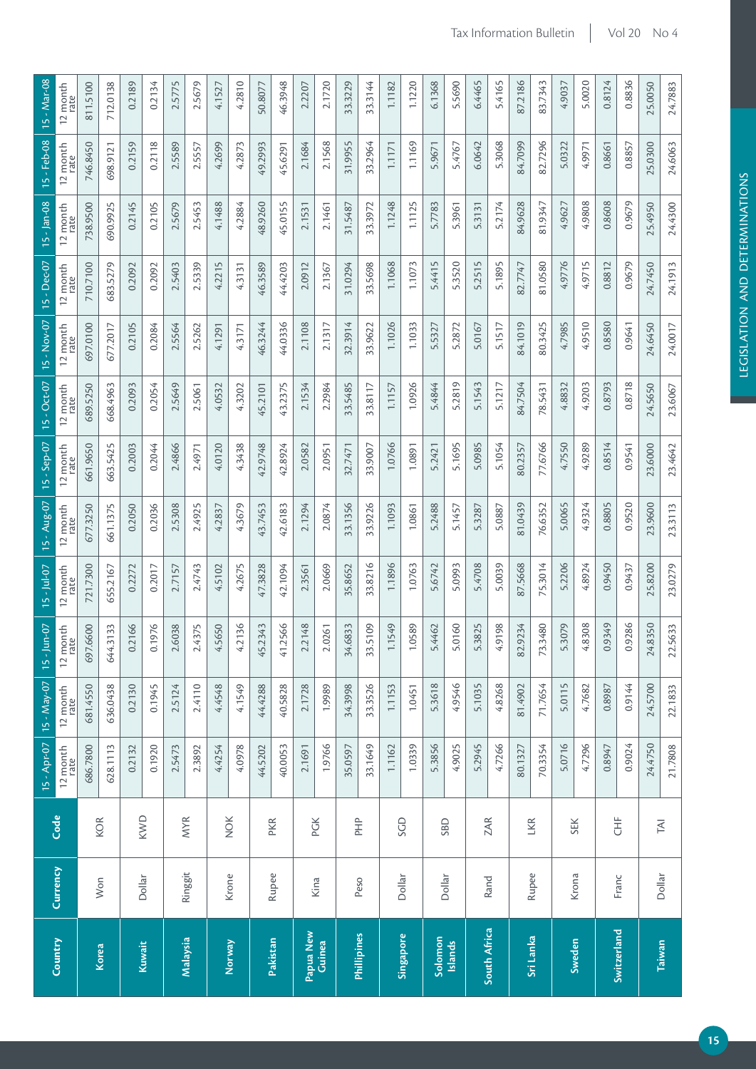| Country | Currency | Code | 15 - Apr-07 12 month rate | 15 - May-07 12 month rate | 15 - Jun-07 12 month rate | 15 - Jul-07 12 month rate | 15 - Aug-07 12 month rate | 15 - Sep-07 12 month rate | 15 - Oct-07 12 month rate | 15 - Nov-07 12 month rate | 15 - Dec-07 12 month rate | 15 - Jan-08 12 month rate | 15 - Feb-08 12 month rate | 15 - Mar-08 12 month rate |
|---|---|---|---|---|---|---|---|---|---|---|---|---|---|---|
| Korea | Won | KOR | 686.7800 | 681.4550 | 697.6600 | 721.7300 | 677.3250 | 661.9650 | 689.5250 | 697.0100 | 710.7100 | 738.9500 | 746.8450 | 811.5100 |
| | | | 628.1113 | 636.0438 | 644.3133 | 655.2167 | 661.1375 | 663.5425 | 668.4963 | 677.2017 | 683.5279 | 690.9925 | 698.9121 | 712.0138 |
| Kuwait | Dollar | KWD | 0.2132 | 0.2130 | 0.2166 | 0.2272 | 0.2050 | 0.2003 | 0.2093 | 0.2105 | 0.2092 | 0.2145 | 0.2159 | 0.2189 |
| | | | 0.1920 | 0.1945 | 0.1976 | 0.2017 | 0.2036 | 0.2044 | 0.2054 | 0.2084 | 0.2092 | 0.2105 | 0.2118 | 0.2134 |
| Malaysia | Ringgit | MYR | 2.5473 | 2.5124 | 2.6038 | 2.7157 | 2.5308 | 2.4866 | 2.5649 | 2.5564 | 2.5403 | 2.5679 | 2.5589 | 2.5775 |
| | | | 2.3892 | 2.4110 | 2.4375 | 2.4743 | 2.4925 | 2.4971 | 2.5061 | 2.5262 | 2.5339 | 2.5453 | 2.5557 | 2.5679 |
| Norway | Krone | NOK | 4.4254 | 4.4548 | 4.5650 | 4.5102 | 4.2837 | 4.0120 | 4.0532 | 4.1291 | 4.2215 | 4.1488 | 4.2699 | 4.1527 |
| | | | 4.0978 | 4.1549 | 4.2136 | 4.2675 | 4.3679 | 4.3438 | 4.3202 | 4.3171 | 4.3131 | 4.2884 | 4.2873 | 4.2810 |
| Pakistan | Rupee | PKR | 44.5202 | 44.4288 | 45.2343 | 47.3828 | 43.7453 | 42.9748 | 45.2101 | 46.3244 | 46.3589 | 48.9260 | 49.2993 | 50.8077 |
| | | | 40.0053 | 40.5828 | 41.2566 | 42.1094 | 42.6183 | 42.8924 | 43.2375 | 44.0336 | 44.4203 | 45.0155 | 45.6291 | 46.3948 |
| Papua New Guinea | Kina | PGK | 2.1691 | 2.1728 | 2.2148 | 2.3561 | 2.1294 | 2.0582 | 2.1534 | 2.1108 | 2.0912 | 2.1531 | 2.1684 | 2.2207 |
| | | | 1.9766 | 1.9989 | 2.0261 | 2.0669 | 2.0874 | 2.0951 | 2.2984 | 2.1317 | 2.1367 | 2.1461 | 2.1568 | 2.1720 |
| Phillipines | Peso | PHP | 35.0597 | 34.3998 | 34.6833 | 35.8652 | 33.1356 | 32.7471 | 33.5485 | 32.3914 | 31.0294 | 31.5487 | 31.9955 | 33.3229 |
| | | | 33.1649 | 33.3526 | 33.5109 | 33.8216 | 33.9226 | 33.9007 | 33.8117 | 33.9622 | 33.5698 | 33.3972 | 33.2964 | 33.3144 |
| Singapore | Dollar | SGD | 1.1162 | 1.1153 | 1.1549 | 1.1896 | 1.1093 | 1.0766 | 1.1157 | 1.1026 | 1.1068 | 1.1248 | 1.1171 | 1.1182 |
| | | | 1.0339 | 1.0451 | 1.0589 | 1.0763 | 1.0861 | 1.0891 | 1.0926 | 1.1033 | 1.1073 | 1.1125 | 1.1169 | 1.1220 |
| Solomon Islands | Dollar | SBD | 5.3856 | 5.3618 | 5.4462 | 5.6742 | 5.2488 | 5.2421 | 5.4844 | 5.5327 | 5.4415 | 5.7783 | 5.9671 | 6.1368 |
| | | | 4.9025 | 4.9546 | 5.0160 | 5.0993 | 5.1457 | 5.1695 | 5.2819 | 5.2872 | 5.3520 | 5.3961 | 5.4767 | 5.5690 |
| South Africa | Rand | ZAR | 5.2945 | 5.1035 | 5.3825 | 5.4708 | 5.3287 | 5.0985 | 5.1543 | 5.0167 | 5.2515 | 5.3131 | 6.0642 | 6.4465 |
| | | | 4.7266 | 4.8268 | 4.9198 | 5.0039 | 5.0887 | 5.1054 | 5.1217 | 5.1517 | 5.1895 | 5.2174 | 5.3068 | 5.4165 |
| Sri Lanka | Rupee | LKR | 80.1327 | 81.4902 | 82.9234 | 87.5668 | 81.0439 | 80.2357 | 84.7504 | 84.1019 | 82.7747 | 84.9628 | 84.7099 | 87.2186 |
| | | | 70.3354 | 71.7654 | 73.3480 | 75.3014 | 76.6352 | 77.6766 | 78.5431 | 80.3425 | 81.0580 | 81.9347 | 82.7296 | 83.7343 |
| Sweden | Krona | SEK | 5.0716 | 5.0115 | 5.3079 | 5.2206 | 5.0065 | 4.7550 | 4.8832 | 4.7985 | 4.9776 | 4.9627 | 5.0322 | 4.9037 |
| | | | 4.7296 | 4.7682 | 4.8308 | 4.8924 | 4.9324 | 4.9289 | 4.9203 | 4.9510 | 4.9715 | 4.9808 | 4.9971 | 5.0020 |
| Switzerland | Franc | CHF | 0.8947 | 0.8987 | 0.9349 | 0.9450 | 0.8805 | 0.8514 | 0.8793 | 0.8580 | 0.8812 | 0.8608 | 0.8661 | 0.8124 |
| | | | 0.9024 | 0.9144 | 0.9286 | 0.9437 | 0.9520 | 0.9541 | 0.8718 | 0.9641 | 0.9679 | 0.9679 | 0.8857 | 0.8836 |
| Taiwan | Dollar | TAI | 24.4750 | 24.5700 | 24.8350 | 25.8200 | 23.9600 | 23.6000 | 24.5650 | 24.6450 | 24.7450 | 25.4950 | 25.0300 | 25.0050 |
| | | | 21.7808 | 22.1833 | 22.5633 | 23.0279 | 23.3113 | 23.4642 | 23.6067 | 24.0017 | 24.1913 | 24.4300 | 24.6063 | 24.7883 |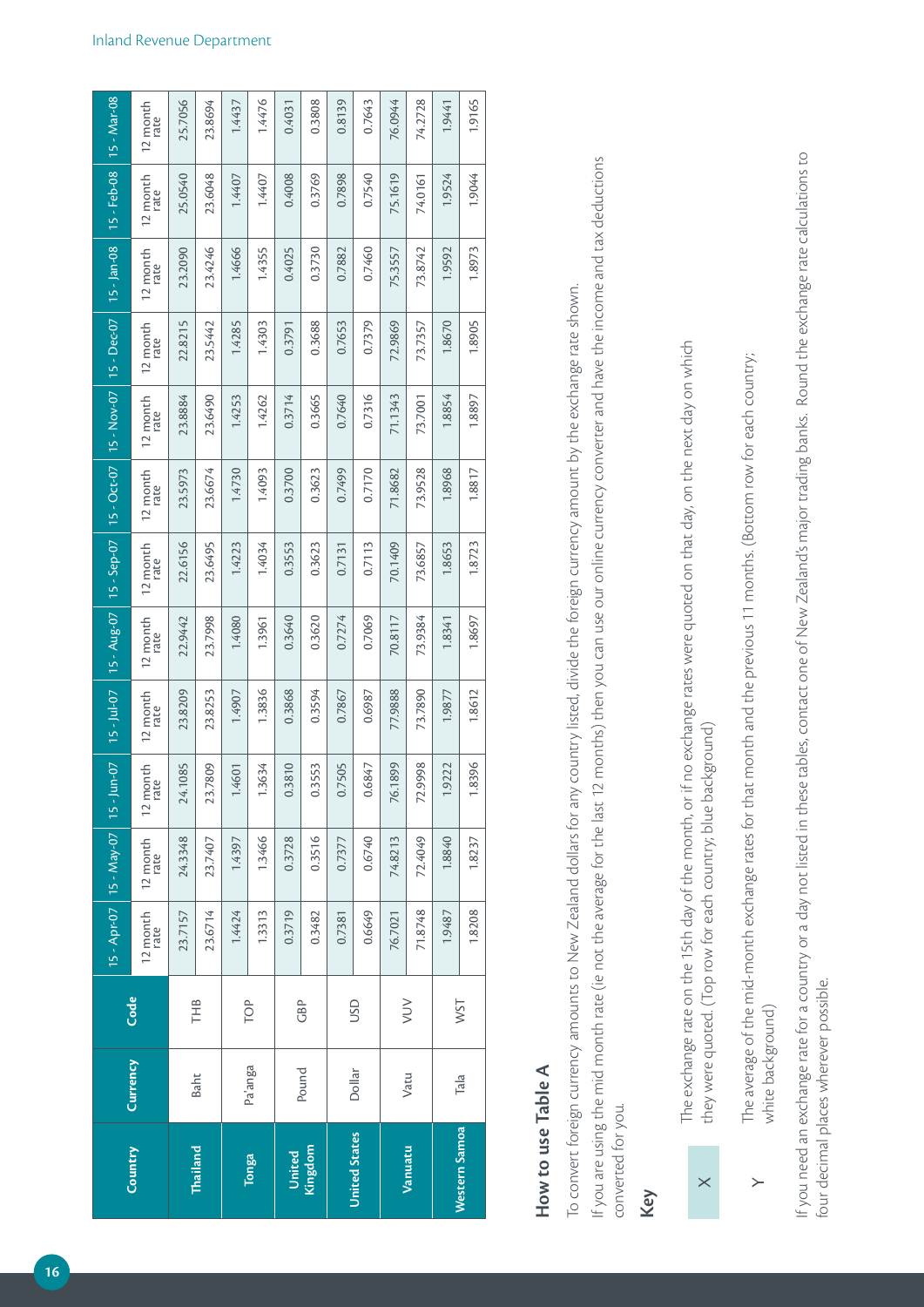| Country | Currency | Code | 15 - Apr-07 | 15 - May-07 | 15 - Jun-07 | 15 - Jul-07 | 15 - Aug-07 | 15 - Sep-07 | 15 - Oct-07 | 15 - Nov-07 | 15 - Dec-07 | 15 - Jan-08 | 15 - Feb-08 | 15 - Mar-08 |
|---|---|---|---|---|---|---|---|---|---|---|---|---|---|---|
| | | | 12 month rate | 12 month rate | 12 month rate | 12 month rate | 12 month rate | 12 month rate | 12 month rate | 12 month rate | 12 month rate | 12 month rate | 12 month rate | 12 month rate |
| Thailand | Baht | THB | 23.7157 | 24.3348 | 24.1085 | 23.8209 | 22.9442 | 22.6156 | 23.5973 | 23.8884 | 22.8215 | 23.2090 | 25.0540 | 25.7056 |
| | | | 23.6714 | 23.7407 | 23.7809 | 23.8253 | 23.7998 | 23.6495 | 23.6674 | 23.6490 | 23.5442 | 23.4246 | 23.6048 | 23.8694 |
| Tonga | Pa'anga | TOP | 1.4424 | 1.4397 | 1.4601 | 1.4907 | 1.4080 | 1.4223 | 1.4730 | 1.4253 | 1.4285 | 1.4666 | 1.4407 | 1.4437 |
| | | | 1.3313 | 1.3466 | 1.3634 | 1.3836 | 1.3961 | 1.4034 | 1.4093 | 1.4262 | 1.4303 | 1.4355 | 1.4407 | 1.4476 |
| United Kingdom | Pound | GBP | 0.3719 | 0.3728 | 0.3810 | 0.3868 | 0.3640 | 0.3553 | 0.3700 | 0.3714 | 0.3791 | 0.4025 | 0.4008 | 0.4031 |
| | | | 0.3482 | 0.3516 | 0.3553 | 0.3594 | 0.3620 | 0.3623 | 0.3623 | 0.3665 | 0.3688 | 0.3730 | 0.3769 | 0.3808 |
| United States | Dollar | USD | 0.7381 | 0.7377 | 0.7505 | 0.7867 | 0.7274 | 0.7131 | 0.7499 | 0.7640 | 0.7653 | 0.7882 | 0.7898 | 0.8139 |
| | | | 0.6649 | 0.6740 | 0.6847 | 0.6987 | 0.7069 | 0.7113 | 0.7170 | 0.7316 | 0.7379 | 0.7460 | 0.7540 | 0.7643 |
| Vanuatu | Vatu | VUV | 76.7021 | 74.8213 | 76.1899 | 77.9888 | 70.8117 | 70.1409 | 71.8682 | 71.1343 | 72.9869 | 75.3557 | 75.1619 | 76.0944 |
| | | | 71.8748 | 72.4049 | 72.9998 | 73.7890 | 73.9384 | 73.6857 | 73.9528 | 73.7001 | 73.7357 | 73.8742 | 74.0161 | 74.2728 |
| Western Samoa | Tala | WST | 1.9487 | 1.8840 | 1.9222 | 1.9877 | 1.8341 | 1.8653 | 1.8968 | 1.8854 | 1.8670 | 1.9592 | 1.9524 | 1.9441 |
| | | | 1.8208 | 1.8237 | 1.8396 | 1.8612 | 1.8697 | 1.8723 | 1.8817 | 1.8897 | 1.8905 | 1.8973 | 1.9044 | 1.9165 |

## How to use Table A

To convert foreign currency amounts to New Zealand dollars for any country listed, divide the foreign currency amount by the exchange rate shown.

If you are using the mid month rate (ie not the average for the last 12 months) then you can use our online currency converter and have the income and tax deductions converted for you.

### Key

X The exchange rate on the 15th day of the month, or if no exchange rates were quoted on that day, on the next day on which they were quoted. (Top row for each country; blue background)

Y The average of the mid-month exchange rates for that month and the previous 11 months. (Bottom row for each country; white background)

If you need an exchange rate for a country or a day not listed in these tables, contact one of New Zealand's major trading banks. Round the exchange rate calculations to four decimal places wherever possible.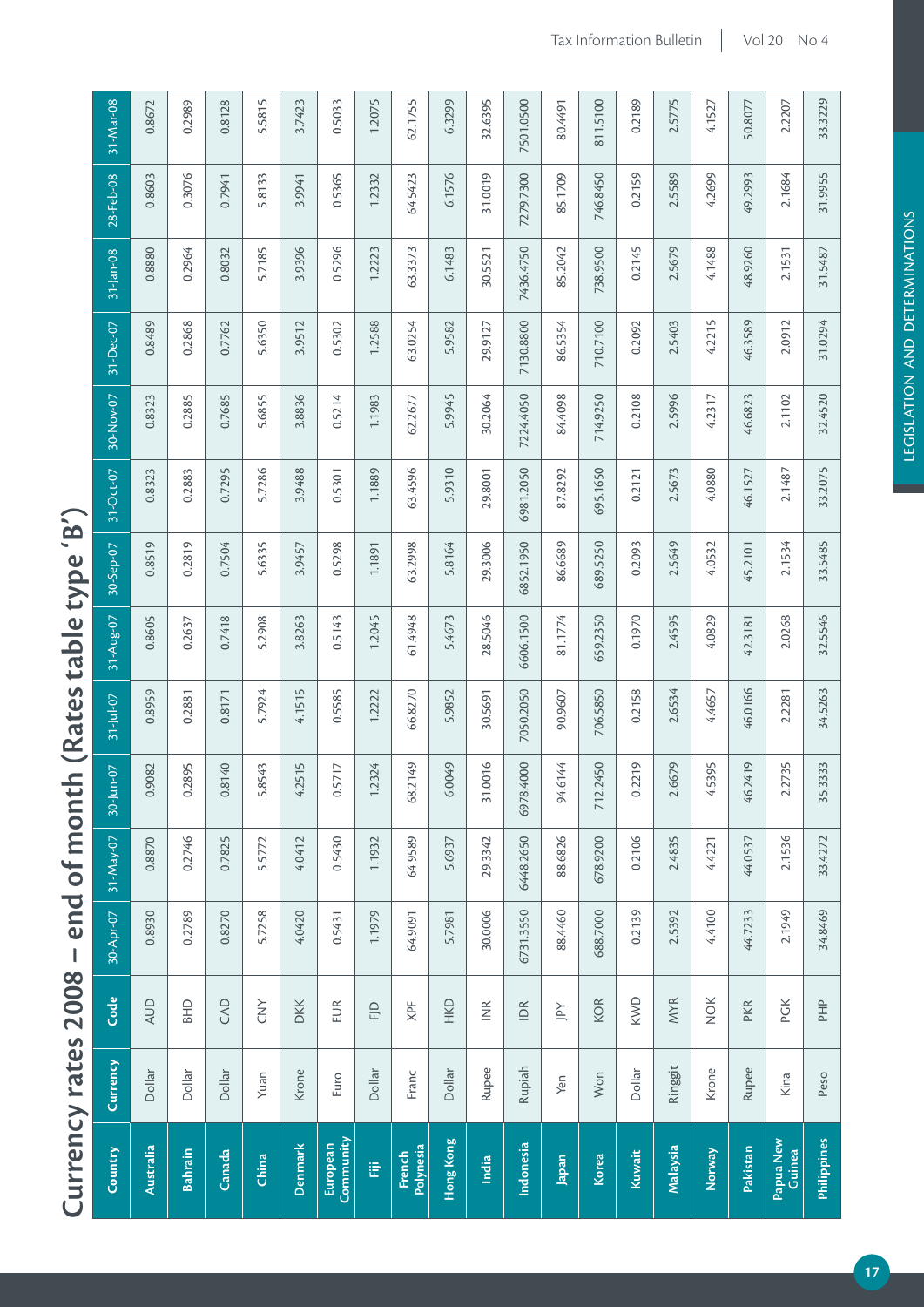# Currency rates 2008 – end of month (Rates table type 'B')

| Country | Currency | Code | 30-Apr-07 | 31-May-07 | 30-Jun-07 | 31-Jul-07 | 31-Aug-07 | 30-Sep-07 | 31-Oct-07 | 30-Nov-07 | 31-Dec-07 | 31-Jan-08 | 28-Feb-08 | 31-Mar-08 |
|---|---|---|---|---|---|---|---|---|---|---|---|---|---|---|
| Australia | Dollar | AUD | 0.8930 | 0.8870 | 0.9082 | 0.8959 | 0.8605 | 0.8519 | 0.8323 | 0.8323 | 0.8489 | 0.8880 | 0.8603 | 0.8672 |
| Bahrain | Dollar | BHD | 0.2789 | 0.2746 | 0.2895 | 0.2881 | 0.2637 | 0.2819 | 0.2883 | 0.2885 | 0.2868 | 0.2964 | 0.3076 | 0.2989 |
| Canada | Dollar | CAD | 0.8270 | 0.7825 | 0.8140 | 0.8171 | 0.7418 | 0.7504 | 0.7295 | 0.7685 | 0.7762 | 0.8032 | 0.7941 | 0.8128 |
| China | Yuan | CNY | 5.7258 | 5.5772 | 5.8543 | 5.7924 | 5.2908 | 5.6335 | 5.7286 | 5.6855 | 5.6350 | 5.7185 | 5.8133 | 5.5815 |
| Denmark | Krone | DKK | 4.0420 | 4.0412 | 4.2515 | 4.1515 | 3.8263 | 3.9457 | 3.9488 | 3.8836 | 3.9512 | 3.9396 | 3.9941 | 3.7423 |
| European Community | Euro | EUR | 0.5431 | 0.5430 | 0.5717 | 0.5585 | 0.5143 | 0.5298 | 0.5301 | 0.5214 | 0.5302 | 0.5296 | 0.5365 | 0.5033 |
| Fiji | Dollar | FJD | 1.1979 | 1.1932 | 1.2324 | 1.2222 | 1.2045 | 1.1891 | 1.1889 | 1.1983 | 1.2588 | 1.2223 | 1.2332 | 1.2075 |
| French Polynesia | Franc | XPF | 64.9091 | 64.9589 | 68.2149 | 66.8270 | 61.4948 | 63.2998 | 63.4596 | 62.2677 | 63.0254 | 63.3373 | 64.5423 | 62.1755 |
| Hong Kong | Dollar | HKD | 5.7981 | 5.6937 | 6.0049 | 5.9852 | 5.4673 | 5.8164 | 5.9310 | 5.9945 | 5.9582 | 6.1483 | 6.1576 | 6.3299 |
| India | Rupee | INR | 30.0006 | 29.3342 | 31.0016 | 30.5691 | 28.5046 | 29.3006 | 29.8001 | 30.2064 | 29.9127 | 30.5521 | 31.0019 | 32.6395 |
| Indonesia | Rupiah | IDR | 6731.3550 | 6448.2650 | 6978.4000 | 7050.2050 | 6606.1500 | 6852.1950 | 6981.2050 | 7224.4050 | 7130.8800 | 7436.4750 | 7279.7300 | 7501.0500 |
| Japan | Yen | JPY | 88.4460 | 88.6826 | 94.6144 | 90.9607 | 81.1774 | 86.6689 | 87.8292 | 84.4098 | 86.5354 | 85.2042 | 85.1709 | 80.4491 |
| Korea | Won | KOR | 688.7000 | 678.9200 | 712.2450 | 706.5850 | 659.2350 | 689.5250 | 695.1650 | 714.9250 | 710.7100 | 738.9500 | 746.8450 | 811.5100 |
| Kuwait | Dollar | KWD | 0.2139 | 0.2106 | 0.2219 | 0.2158 | 0.1970 | 0.2093 | 0.2121 | 0.2108 | 0.2092 | 0.2145 | 0.2159 | 0.2189 |
| Malaysia | Ringgit | MYR | 2.5392 | 2.4835 | 2.6679 | 2.6534 | 2.4595 | 2.5649 | 2.5673 | 2.5996 | 2.5403 | 2.5679 | 2.5589 | 2.5775 |
| Norway | Krone | NOK | 4.4100 | 4.4221 | 4.5395 | 4.4657 | 4.0829 | 4.0532 | 4.0880 | 4.2317 | 4.2215 | 4.1488 | 4.2699 | 4.1527 |
| Pakistan | Rupee | PKR | 44.7233 | 44.0537 | 46.2419 | 46.0166 | 42.3181 | 45.2101 | 46.1527 | 46.6823 | 46.3589 | 48.9260 | 49.2993 | 50.8077 |
| Papua New Guinea | Kina | PGK | 2.1949 | 2.1536 | 2.2735 | 2.2281 | 2.0268 | 2.1534 | 2.1487 | 2.1102 | 2.0912 | 2.1531 | 2.1684 | 2.2207 |
| Philippines | Peso | PHP | 34.8469 | 33.4272 | 35.3333 | 34.5263 | 32.5546 | 33.5485 | 33.2075 | 32.4520 | 31.0294 | 31.5487 | 31.9955 | 33.3229 |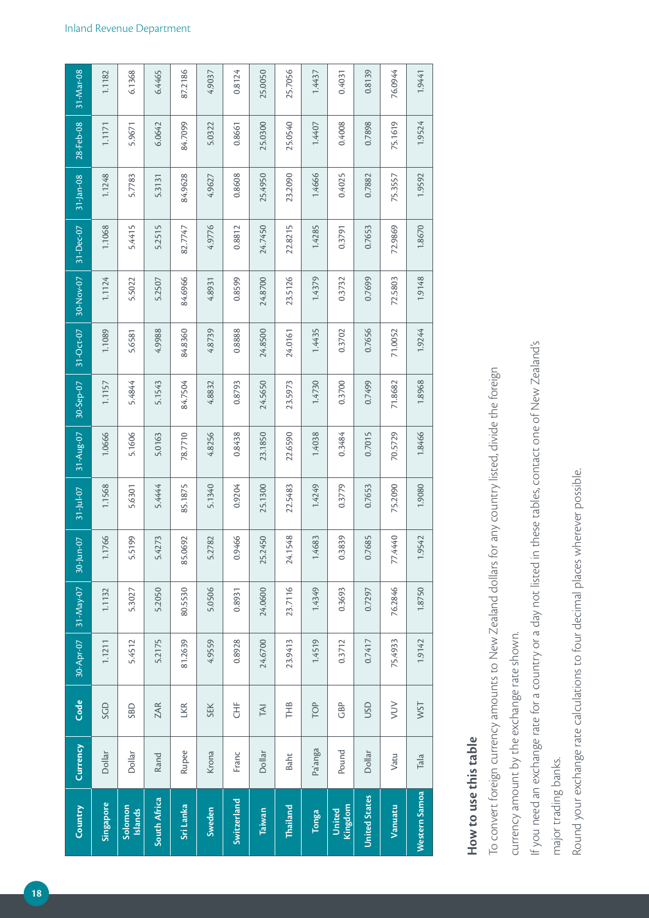| Country | Currency | Code | 30-Apr-07 | 31-May-07 | 30-Jun-07 | 31-Jul-07 | 31-Aug-07 | 30-Sep-07 | 31-Oct-07 | 30-Nov-07 | 31-Dec-07 | 31-Jan-08 | 28-Feb-08 | 31-Mar-08 |
|---|---|---|---|---|---|---|---|---|---|---|---|---|---|---|
| Singapore | Dollar | SGD | 1.1211 | 1.1132 | 1.1766 | 1.1568 | 1.0666 | 1.1157 | 1.1089 | 1.1124 | 1.1068 | 1.1248 | 1.1171 | 1.1182 |
| Solomon Islands | Dollar | SBD | 5.4512 | 5.3027 | 5.5199 | 5.6301 | 5.1606 | 5.4844 | 5.6581 | 5.5022 | 5.4415 | 5.7783 | 5.9671 | 6.1368 |
| South Africa | Rand | ZAR | 5.2175 | 5.2050 | 5.4273 | 5.4444 | 5.0163 | 5.1543 | 4.9988 | 5.2507 | 5.2515 | 5.3131 | 6.0642 | 6.4465 |
| Sri Lanka | Rupee | LKR | 81.2639 | 80.5530 | 85.0692 | 85.1875 | 78.7710 | 84.7504 | 84.8360 | 84.6966 | 82.7747 | 84.9628 | 84.7099 | 87.2186 |
| Sweden | Krona | SEK | 4.9559 | 5.0506 | 5.2782 | 5.1340 | 4.8256 | 4.8832 | 4.8739 | 4.8931 | 4.9776 | 4.9627 | 5.0322 | 4.9037 |
| Switzerland | Franc | CHF | 0.8928 | 0.8931 | 0.9466 | 0.9204 | 0.8438 | 0.8793 | 0.8888 | 0.8599 | 0.8812 | 0.8608 | 0.8661 | 0.8124 |
| Taiwan | Dollar | TAI | 24.6700 | 24.0600 | 25.2450 | 25.1300 | 23.1850 | 24.5650 | 24.8500 | 24.8700 | 24.7450 | 25.4950 | 25.0300 | 25.0050 |
| Thailand | Baht | THB | 23.9413 | 23.7116 | 24.1548 | 22.5483 | 22.6590 | 23.5973 | 24.0161 | 23.5126 | 22.8215 | 23.2090 | 25.0540 | 25.7056 |
| Tonga | Pa'anga | TOP | 1.4519 | 1.4349 | 1.4683 | 1.4249 | 1.4038 | 1.4730 | 1.4435 | 1.4379 | 1.4285 | 1.4666 | 1.4407 | 1.4437 |
| United Kingdom | Pound | GBP | 0.3712 | 0.3693 | 0.3839 | 0.3779 | 0.3484 | 0.3700 | 0.3702 | 0.3732 | 0.3791 | 0.4025 | 0.4008 | 0.4031 |
| United States | Dollar | USD | 0.7417 | 0.7297 | 0.7685 | 0.7653 | 0.7015 | 0.7499 | 0.7656 | 0.7699 | 0.7653 | 0.7882 | 0.7898 | 0.8139 |
| Vanuatu | Vatu | VUV | 75.4933 | 76.2846 | 77.4440 | 75.2090 | 70.5729 | 71.8682 | 71.0052 | 72.5803 | 72.9869 | 75.3557 | 75.1619 | 76.0944 |
| Western Samoa | Tala | WST | 1.9142 | 1.8750 | 1.9542 | 1.9080 | 1.8466 | 1.8968 | 1.9244 | 1.9148 | 1.8670 | 1.9592 | 1.9524 | 1.9441 |

## How to use this table

To convert foreign currency amounts to New Zealand dollars for any country listed, divide the foreign currency amount by the exchange rate shown.

If you need an exchange rate for a country or a day not listed in these tables, contact one of New Zealand's major trading banks.

Round your exchange rate calculations to four decimal places wherever possible.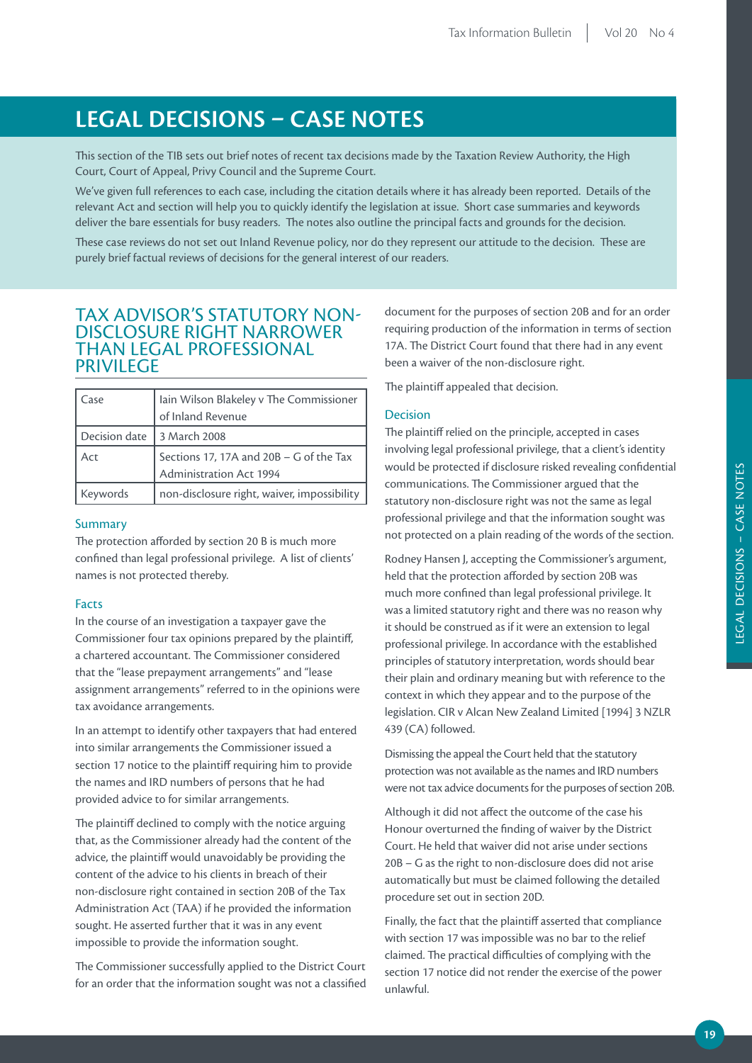# LEGAL DECISIONS – CASE NOTES

This section of the TIB sets out brief notes of recent tax decisions made by the Taxation Review Authority, the High Court, Court of Appeal, Privy Council and the Supreme Court.

We've given full references to each case, including the citation details where it has already been reported. Details of the relevant Act and section will help you to quickly identify the legislation at issue. Short case summaries and keywords deliver the bare essentials for busy readers. The notes also outline the principal facts and grounds for the decision.

These case reviews do not set out Inland Revenue policy, nor do they represent our attitude to the decision. These are purely brief factual reviews of decisions for the general interest of our readers.

## TAX ADVISOR'S STATUTORY NON-DISCLOSURE RIGHT NARROWER THAN LEGAL PROFESSIONAL PRIVILEGE

| | |
|---|---|
| Case | Iain Wilson Blakeley v The Commissioner of Inland Revenue |
| Decision date | 3 March 2008 |
| Act | Sections 17, 17A and 20B – G of the Tax Administration Act 1994 |
| Keywords | non-disclosure right, waiver, impossibility |

### Summary

The protection afforded by section 20 B is much more confined than legal professional privilege. A list of clients' names is not protected thereby.

### Facts

In the course of an investigation a taxpayer gave the Commissioner four tax opinions prepared by the plaintiff, a chartered accountant. The Commissioner considered that the "lease prepayment arrangements" and "lease assignment arrangements" referred to in the opinions were tax avoidance arrangements.

In an attempt to identify other taxpayers that had entered into similar arrangements the Commissioner issued a section 17 notice to the plaintiff requiring him to provide the names and IRD numbers of persons that he had provided advice to for similar arrangements.

The plaintiff declined to comply with the notice arguing that, as the Commissioner already had the content of the advice, the plaintiff would unavoidably be providing the content of the advice to his clients in breach of their non-disclosure right contained in section 20B of the Tax Administration Act (TAA) if he provided the information sought. He asserted further that it was in any event impossible to provide the information sought.

The Commissioner successfully applied to the District Court for an order that the information sought was not a classified document for the purposes of section 20B and for an order requiring production of the information in terms of section 17A. The District Court found that there had in any event been a waiver of the non-disclosure right.

The plaintiff appealed that decision.

### Decision

The plaintiff relied on the principle, accepted in cases involving legal professional privilege, that a client's identity would be protected if disclosure risked revealing confidential communications. The Commissioner argued that the statutory non-disclosure right was not the same as legal professional privilege and that the information sought was not protected on a plain reading of the words of the section.

Rodney Hansen J, accepting the Commissioner's argument, held that the protection afforded by section 20B was much more confined than legal professional privilege. It was a limited statutory right and there was no reason why it should be construed as if it were an extension to legal professional privilege. In accordance with the established principles of statutory interpretation, words should bear their plain and ordinary meaning but with reference to the context in which they appear and to the purpose of the legislation. CIR v Alcan New Zealand Limited [1994] 3 NZLR 439 (CA) followed.

Dismissing the appeal the Court held that the statutory protection was not available as the names and IRD numbers were not tax advice documents for the purposes of section 20B.

Although it did not affect the outcome of the case his Honour overturned the finding of waiver by the District Court. He held that waiver did not arise under sections 20B – G as the right to non-disclosure does did not arise automatically but must be claimed following the detailed procedure set out in section 20D.

Finally, the fact that the plaintiff asserted that compliance with section 17 was impossible was no bar to the relief claimed. The practical difficulties of complying with the section 17 notice did not render the exercise of the power unlawful.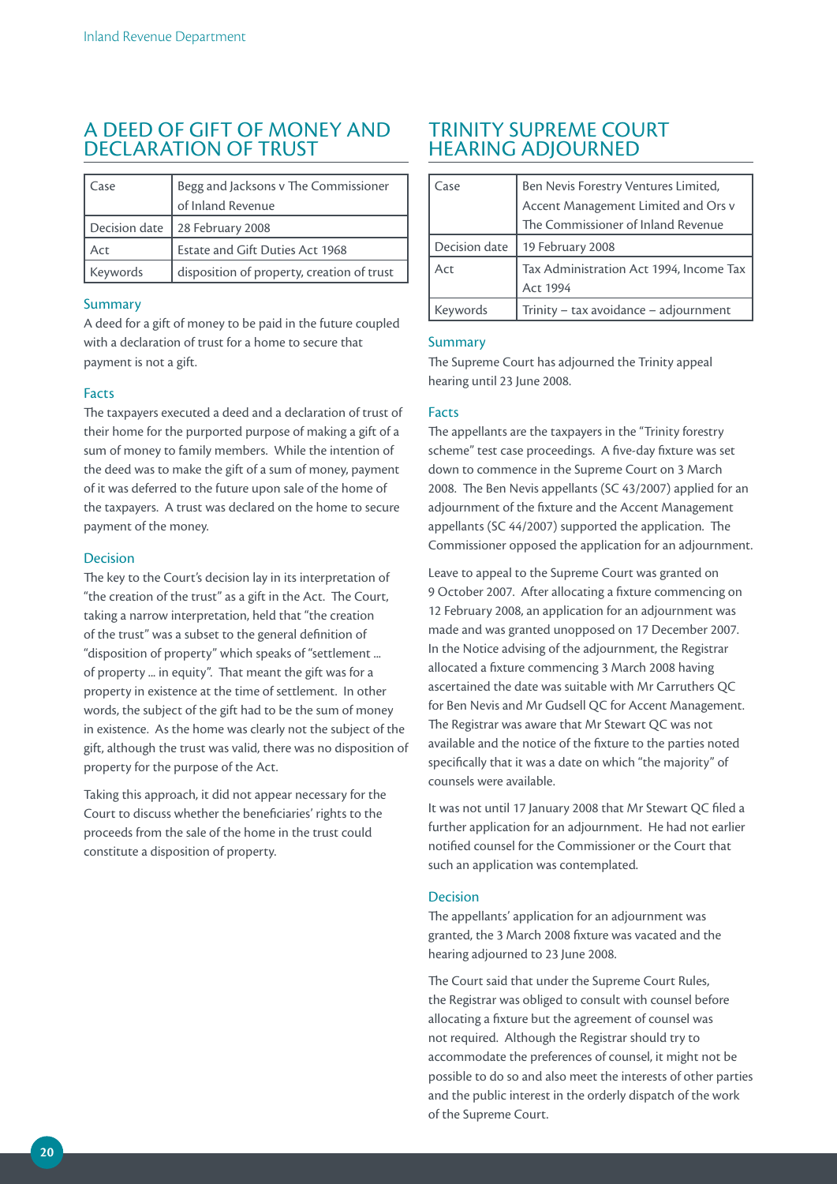## A DEED OF GIFT OF MONEY AND DECLARATION OF TRUST

| Case | Begg and Jacksons v The Commissioner of Inland Revenue |
|---|---|
| Decision date | 28 February 2008 |
| Act | Estate and Gift Duties Act 1968 |
| Keywords | disposition of property, creation of trust |

### Summary

A deed for a gift of money to be paid in the future coupled with a declaration of trust for a home to secure that payment is not a gift.

### Facts

The taxpayers executed a deed and a declaration of trust of their home for the purported purpose of making a gift of a sum of money to family members. While the intention of the deed was to make the gift of a sum of money, payment of it was deferred to the future upon sale of the home of the taxpayers. A trust was declared on the home to secure payment of the money.

### Decision

The key to the Court's decision lay in its interpretation of "the creation of the trust" as a gift in the Act. The Court, taking a narrow interpretation, held that "the creation of the trust" was a subset to the general definition of "disposition of property" which speaks of "settlement ... of property ... in equity". That meant the gift was for a property in existence at the time of settlement. In other words, the subject of the gift had to be the sum of money in existence. As the home was clearly not the subject of the gift, although the trust was valid, there was no disposition of property for the purpose of the Act.

Taking this approach, it did not appear necessary for the Court to discuss whether the beneficiaries' rights to the proceeds from the sale of the home in the trust could constitute a disposition of property.

## TRINITY SUPREME COURT HEARING ADJOURNED

| Case | Ben Nevis Forestry Ventures Limited, Accent Management Limited and Ors v The Commissioner of Inland Revenue |
|---|---|
| Decision date | 19 February 2008 |
| Act | Tax Administration Act 1994, Income Tax Act 1994 |
| Keywords | Trinity – tax avoidance – adjournment |

### Summary

The Supreme Court has adjourned the Trinity appeal hearing until 23 June 2008.

### Facts

The appellants are the taxpayers in the "Trinity forestry scheme" test case proceedings. A five-day fixture was set down to commence in the Supreme Court on 3 March 2008. The Ben Nevis appellants (SC 43/2007) applied for an adjournment of the fixture and the Accent Management appellants (SC 44/2007) supported the application. The Commissioner opposed the application for an adjournment.

Leave to appeal to the Supreme Court was granted on 9 October 2007. After allocating a fixture commencing on 12 February 2008, an application for an adjournment was made and was granted unopposed on 17 December 2007. In the Notice advising of the adjournment, the Registrar allocated a fixture commencing 3 March 2008 having ascertained the date was suitable with Mr Carruthers QC for Ben Nevis and Mr Gudsell QC for Accent Management. The Registrar was aware that Mr Stewart QC was not available and the notice of the fixture to the parties noted specifically that it was a date on which "the majority" of counsels were available.

It was not until 17 January 2008 that Mr Stewart QC filed a further application for an adjournment. He had not earlier notified counsel for the Commissioner or the Court that such an application was contemplated.

### Decision

The appellants' application for an adjournment was granted, the 3 March 2008 fixture was vacated and the hearing adjourned to 23 June 2008.

The Court said that under the Supreme Court Rules, the Registrar was obliged to consult with counsel before allocating a fixture but the agreement of counsel was not required. Although the Registrar should try to accommodate the preferences of counsel, it might not be possible to do so and also meet the interests of other parties and the public interest in the orderly dispatch of the work of the Supreme Court.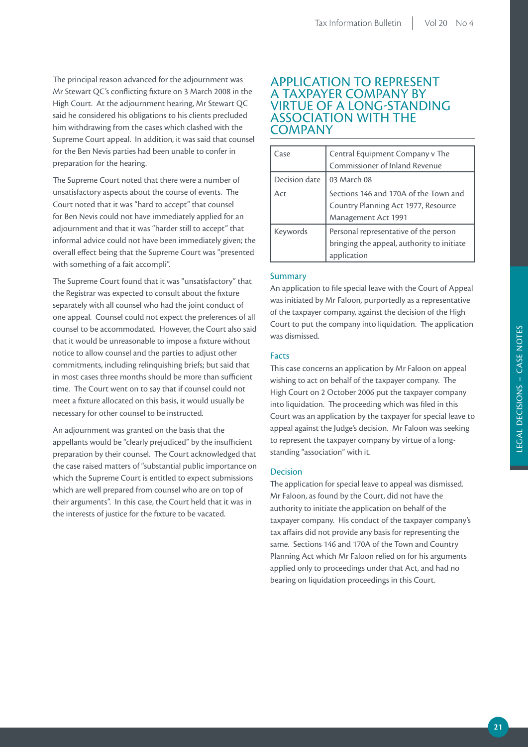The principal reason advanced for the adjournment was Mr Stewart QC's conflicting fixture on 3 March 2008 in the High Court. At the adjournment hearing, Mr Stewart QC said he considered his obligations to his clients precluded him withdrawing from the cases which clashed with the Supreme Court appeal. In addition, it was said that counsel for the Ben Nevis parties had been unable to confer in preparation for the hearing.

The Supreme Court noted that there were a number of unsatisfactory aspects about the course of events. The Court noted that it was "hard to accept" that counsel for Ben Nevis could not have immediately applied for an adjournment and that it was "harder still to accept" that informal advice could not have been immediately given; the overall effect being that the Supreme Court was "presented with something of a fait accompli".

The Supreme Court found that it was "unsatisfactory" that the Registrar was expected to consult about the fixture separately with all counsel who had the joint conduct of one appeal. Counsel could not expect the preferences of all counsel to be accommodated. However, the Court also said that it would be unreasonable to impose a fixture without notice to allow counsel and the parties to adjust other commitments, including relinquishing briefs; but said that in most cases three months should be more than sufficient time. The Court went on to say that if counsel could not meet a fixture allocated on this basis, it would usually be necessary for other counsel to be instructed.

An adjournment was granted on the basis that the appellants would be "clearly prejudiced" by the insufficient preparation by their counsel. The Court acknowledged that the case raised matters of "substantial public importance on which the Supreme Court is entitled to expect submissions which are well prepared from counsel who are on top of their arguments". In this case, the Court held that it was in the interests of justice for the fixture to be vacated.

## APPLICATION TO REPRESENT A TAXPAYER COMPANY BY VIRTUE OF A LONG-STANDING ASSOCIATION WITH THE COMPANY

| | |
|---|---|
| Case | Central Equipment Company v The Commissioner of Inland Revenue |
| Decision date | 03 March 08 |
| Act | Sections 146 and 170A of the Town and Country Planning Act 1977, Resource Management Act 1991 |
| Keywords | Personal representative of the person bringing the appeal, authority to initiate application |

### Summary

An application to file special leave with the Court of Appeal was initiated by Mr Faloon, purportedly as a representative of the taxpayer company, against the decision of the High Court to put the company into liquidation. The application was dismissed.

### Facts

This case concerns an application by Mr Faloon on appeal wishing to act on behalf of the taxpayer company. The High Court on 2 October 2006 put the taxpayer company into liquidation. The proceeding which was filed in this Court was an application by the taxpayer for special leave to appeal against the Judge's decision. Mr Faloon was seeking to represent the taxpayer company by virtue of a long-standing "association" with it.

### Decision

The application for special leave to appeal was dismissed. Mr Faloon, as found by the Court, did not have the authority to initiate the application on behalf of the taxpayer company. His conduct of the taxpayer company's tax affairs did not provide any basis for representing the same. Sections 146 and 170A of the Town and Country Planning Act which Mr Faloon relied on for his arguments applied only to proceedings under that Act, and had no bearing on liquidation proceedings in this Court.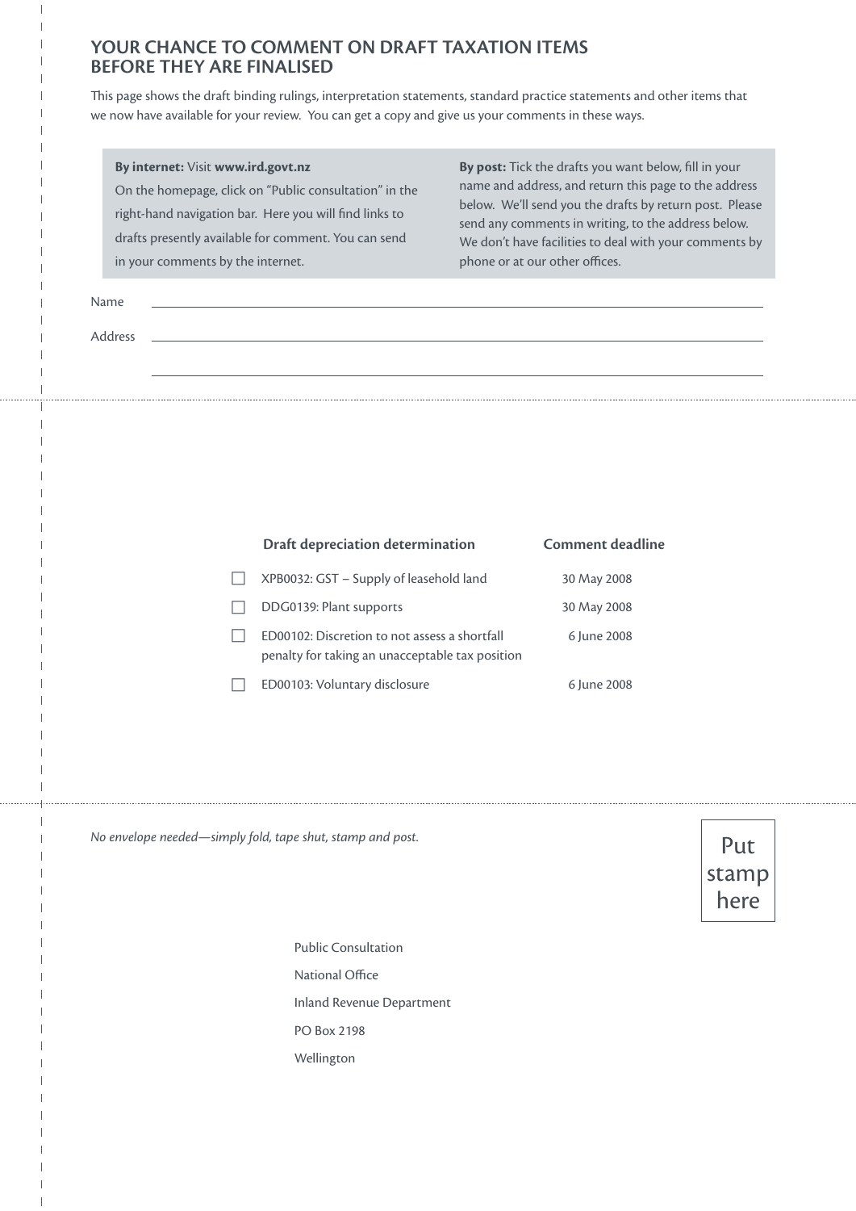## YOUR CHANCE TO COMMENT ON DRAFT TAXATION ITEMS BEFORE THEY ARE FINALISED

This page shows the draft binding rulings, interpretation statements, standard practice statements and other items that we now have available for your review. You can get a copy and give us your comments in these ways.

**By internet:** Visit **www.ird.govt.nz**
On the homepage, click on "Public consultation" in the right-hand navigation bar. Here you will find links to drafts presently available for comment. You can send in your comments by the internet.

**By post:** Tick the drafts you want below, fill in your name and address, and return this page to the address below. We'll send you the drafts by return post. Please send any comments in writing, to the address below. We don't have facilities to deal with your comments by phone or at our other offices.

Name ________________________________________

Address ________________________________________

________________________________________

| | Draft depreciation determination | Comment deadline |
|---|---|---|
| ☐ | XPB0032: GST – Supply of leasehold land | 30 May 2008 |
| ☐ | DDG0139: Plant supports | 30 May 2008 |
| ☐ | ED00102: Discretion to not assess a shortfall penalty for taking an unacceptable tax position | 6 June 2008 |
| ☐ | ED00103: Voluntary disclosure | 6 June 2008 |

*No envelope needed—simply fold, tape shut, stamp and post.*

Put stamp here

Public Consultation
National Office
Inland Revenue Department
PO Box 2198
Wellington